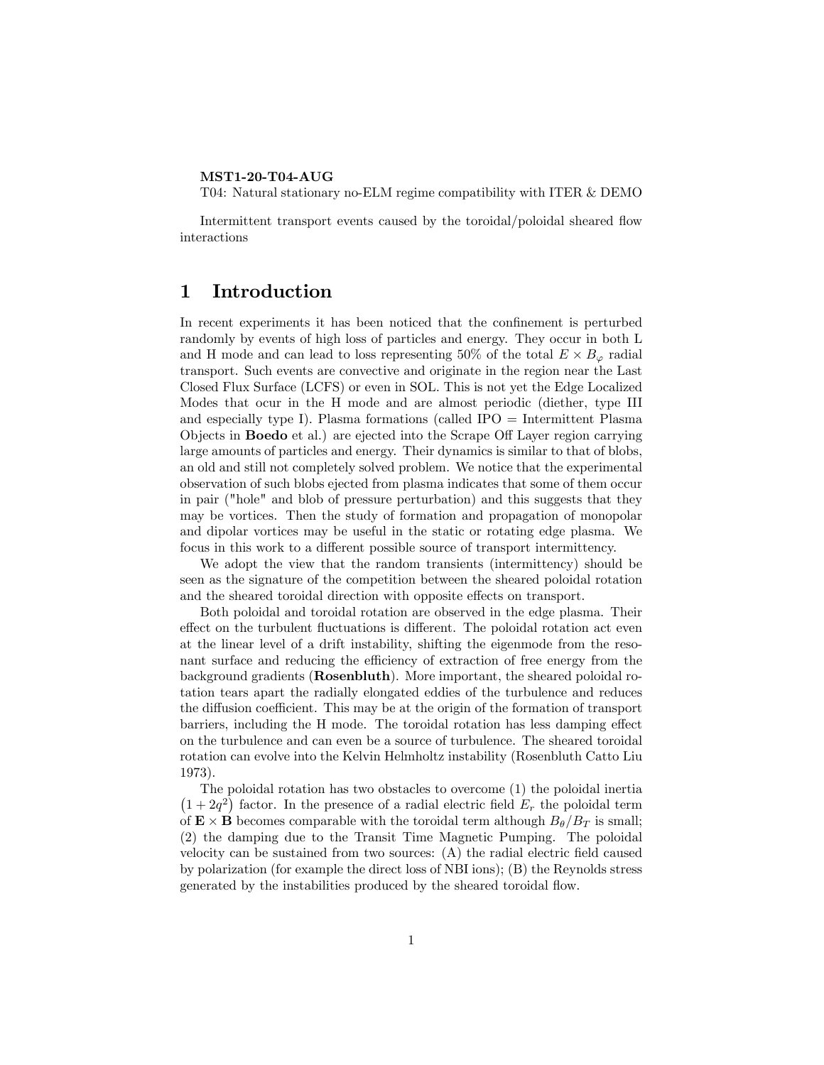**MST1-20-T04-AUG**

T04: Natural stationary no-ELM regime compatibility with ITER & DEMO

Intermittent transport events caused by the toroidal/poloidal sheared flow interactions

# 1 Introduction

In recent experiments it has been noticed that the confinement is perturbed randomly by events of high loss of particles and energy. They occur in both L and H mode and can lead to loss representing 50% of the total $E \times B_{\varphi}$ radial transport. Such events are convective and originate in the region near the Last Closed Flux Surface (LCFS) or even in SOL. This is not yet the Edge Localized Modes that ocur in the H mode and are almost periodic (diether, type III and especially type I). Plasma formations (called IPO = Intermittent Plasma Objects in **Boedo** et al.) are ejected into the Scrape Off Layer region carrying large amounts of particles and energy. Their dynamics is similar to that of blobs, an old and still not completely solved problem. We notice that the experimental observation of such blobs ejected from plasma indicates that some of them occur in pair ("hole" and blob of pressure perturbation) and this suggests that they may be vortices. Then the study of formation and propagation of monopolar and dipolar vortices may be useful in the static or rotating edge plasma. We focus in this work to a different possible source of transport intermittency.

We adopt the view that the random transients (intermittency) should be seen as the signature of the competition between the sheared poloidal rotation and the sheared toroidal direction with opposite effects on transport.

Both poloidal and toroidal rotation are observed in the edge plasma. Their effect on the turbulent fluctuations is different. The poloidal rotation act even at the linear level of a drift instability, shifting the eigenmode from the resonant surface and reducing the efficiency of extraction of free energy from the background gradients (**Rosenbluth**). More important, the sheared poloidal rotation tears apart the radially elongated eddies of the turbulence and reduces the diffusion coefficient. This may be at the origin of the formation of transport barriers, including the H mode. The toroidal rotation has less damping effect on the turbulence and can even be a source of turbulence. The sheared toroidal rotation can evolve into the Kelvin Helmholtz instability (Rosenbluth Catto Liu 1973).

The poloidal rotation has two obstacles to overcome (1) the poloidal inertia $(1 + 2q^2)$ factor. In the presence of a radial electric field $E_r$ the poloidal term of $\mathbf{E} \times \mathbf{B}$ becomes comparable with the toroidal term although $B_\theta/B_T$ is small; (2) the damping due to the Transit Time Magnetic Pumping. The poloidal velocity can be sustained from two sources: (A) the radial electric field caused by polarization (for example the direct loss of NBI ions); (B) the Reynolds stress generated by the instabilities produced by the sheared toroidal flow.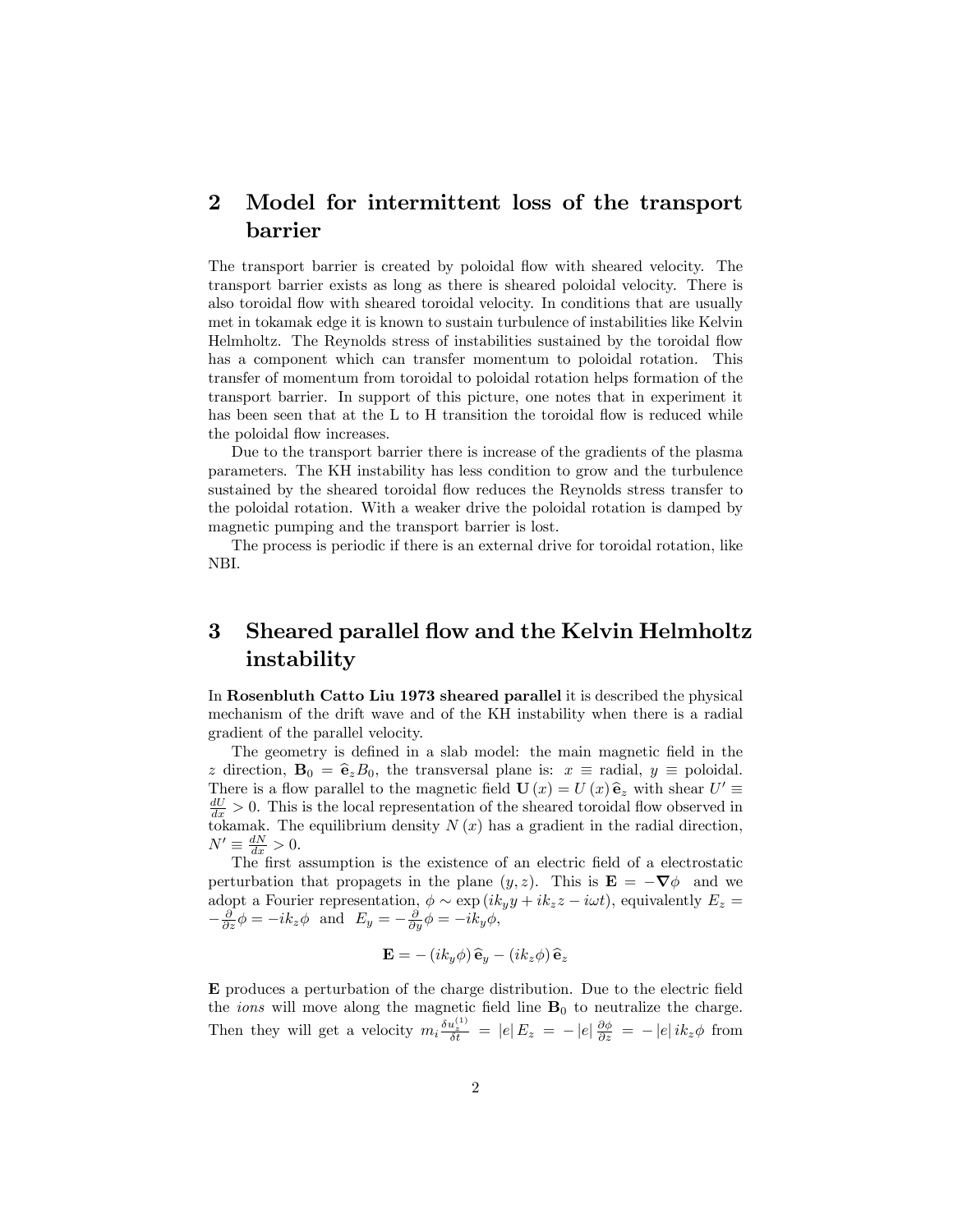## 2 Model for intermittent loss of the transport barrier

The transport barrier is created by poloidal flow with sheared velocity. The transport barrier exists as long as there is sheared poloidal velocity. There is also toroidal flow with sheared toroidal velocity. In conditions that are usually met in tokamak edge it is known to sustain turbulence of instabilities like Kelvin Helmholtz. The Reynolds stress of instabilities sustained by the toroidal flow has a component which can transfer momentum to poloidal rotation. This transfer of momentum from toroidal to poloidal rotation helps formation of the transport barrier. In support of this picture, one notes that in experiment it has been seen that at the L to H transition the toroidal flow is reduced while the poloidal flow increases.

Due to the transport barrier there is increase of the gradients of the plasma parameters. The KH instability has less condition to grow and the turbulence sustained by the sheared toroidal flow reduces the Reynolds stress transfer to the poloidal rotation. With a weaker drive the poloidal rotation is damped by magnetic pumping and the transport barrier is lost.

The process is periodic if there is an external drive for toroidal rotation, like NBI.

## 3 Sheared parallel flow and the Kelvin Helmholtz instability

In **Rosenbluth Catto Liu 1973 sheared parallel** it is described the physical mechanism of the drift wave and of the KH instability when there is a radial gradient of the parallel velocity.

The geometry is defined in a slab model: the main magnetic field in the $z$ direction, $\mathbf{B}_0 = \widehat{\mathbf{e}}_z B_0$, the transversal plane is: $x \equiv$ radial, $y \equiv$ poloidal. There is a flow parallel to the magnetic field $\mathbf{U}(x) = U(x)\,\widehat{\mathbf{e}}_z$ with shear $U' \equiv \frac{dU}{dx} > 0$. This is the local representation of the sheared toroidal flow observed in tokamak. The equilibrium density $N(x)$ has a gradient in the radial direction, $N' \equiv \frac{dN}{dx} > 0$.

The first assumption is the existence of an electric field of a electrostatic perturbation that propagets in the plane $(y,z)$. This is $\mathbf{E} = -\boldsymbol{\nabla}\phi$ and we adopt a Fourier representation, $\phi \sim \exp(ik_y y + ik_z z - i\omega t)$, equivalently $E_z = -\frac{\partial}{\partial z}\phi = -ik_z\phi$ and $E_y = -\frac{\partial}{\partial y}\phi = -ik_y\phi$,

$$\mathbf{E} = -(ik_y\phi)\,\widehat{\mathbf{e}}_y - (ik_z\phi)\,\widehat{\mathbf{e}}_z$$

$\mathbf{E}$ produces a perturbation of the charge distribution. Due to the electric field the *ions* will move along the magnetic field line $\mathbf{B}_0$ to neutralize the charge. Then they will get a velocity $m_i \frac{\delta u_z^{(1)}}{\delta t} = |e|\,E_z = -|e|\,\frac{\partial\phi}{\partial z} = -|e|\,ik_z\phi$ from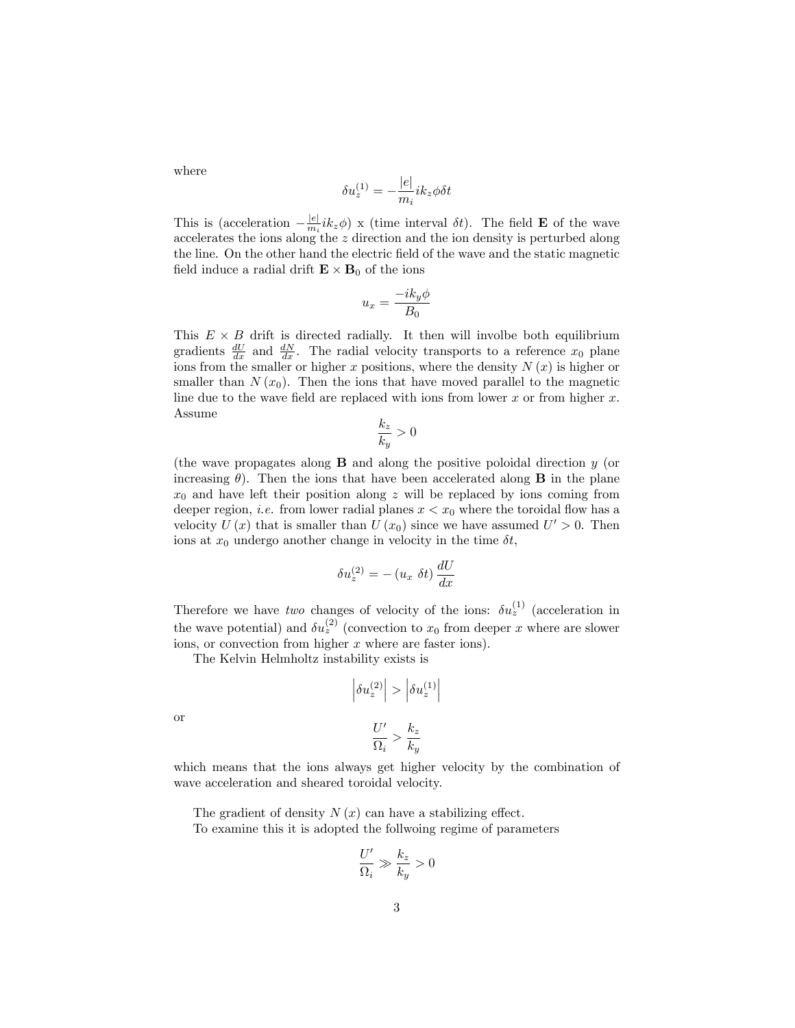where

$$\delta u_z^{(1)} = -\frac{|e|}{m_i} i k_z \phi \delta t$$

This is (acceleration $-\frac{|e|}{m_i} i k_z \phi$) x (time interval $\delta t$). The field $\mathbf{E}$ of the wave accelerates the ions along the $z$ direction and the ion density is perturbed along the line. On the other hand the electric field of the wave and the static magnetic field induce a radial drift $\mathbf{E} \times \mathbf{B}_0$ of the ions

$$u_x = \frac{-i k_y \phi}{B_0}$$

This $E \times B$ drift is directed radially. It then will involbe both equilibrium gradients $\frac{dU}{dx}$ and $\frac{dN}{dx}$. The radial velocity transports to a reference $x_0$ plane ions from the smaller or higher $x$ positions, where the density $N(x)$ is higher or smaller than $N(x_0)$. Then the ions that have moved parallel to the magnetic line due to the wave field are replaced with ions from lower $x$ or from higher $x$. Assume

$$\frac{k_z}{k_y} > 0$$

(the wave propagates along $\mathbf{B}$ and along the positive poloidal direction $y$ (or increasing $\theta$). Then the ions that have been accelerated along $\mathbf{B}$ in the plane $x_0$ and have left their position along $z$ will be replaced by ions coming from deeper region, *i.e.* from lower radial planes $x < x_0$ where the toroidal flow has a velocity $U(x)$ that is smaller than $U(x_0)$ since we have assumed $U' > 0$. Then ions at $x_0$ undergo another change in velocity in the time $\delta t$,

$$\delta u_z^{(2)} = -(u_x \ \delta t) \frac{dU}{dx}$$

Therefore we have *two* changes of velocity of the ions: $\delta u_z^{(1)}$ (acceleration in the wave potential) and $\delta u_z^{(2)}$ (convection to $x_0$ from deeper $x$ where are slower ions, or convection from higher $x$ where are faster ions).

The Kelvin Helmholtz instability exists is

$$\left| \delta u_z^{(2)} \right| > \left| \delta u_z^{(1)} \right|$$

or

$$\frac{U'}{\Omega_i} > \frac{k_z}{k_y}$$

which means that the ions always get higher velocity by the combination of wave acceleration and sheared toroidal velocity.

The gradient of density $N(x)$ can have a stabilizing effect.

To examine this it is adopted the follwoing regime of parameters

$$\frac{U'}{\Omega_i} \gg \frac{k_z}{k_y} > 0$$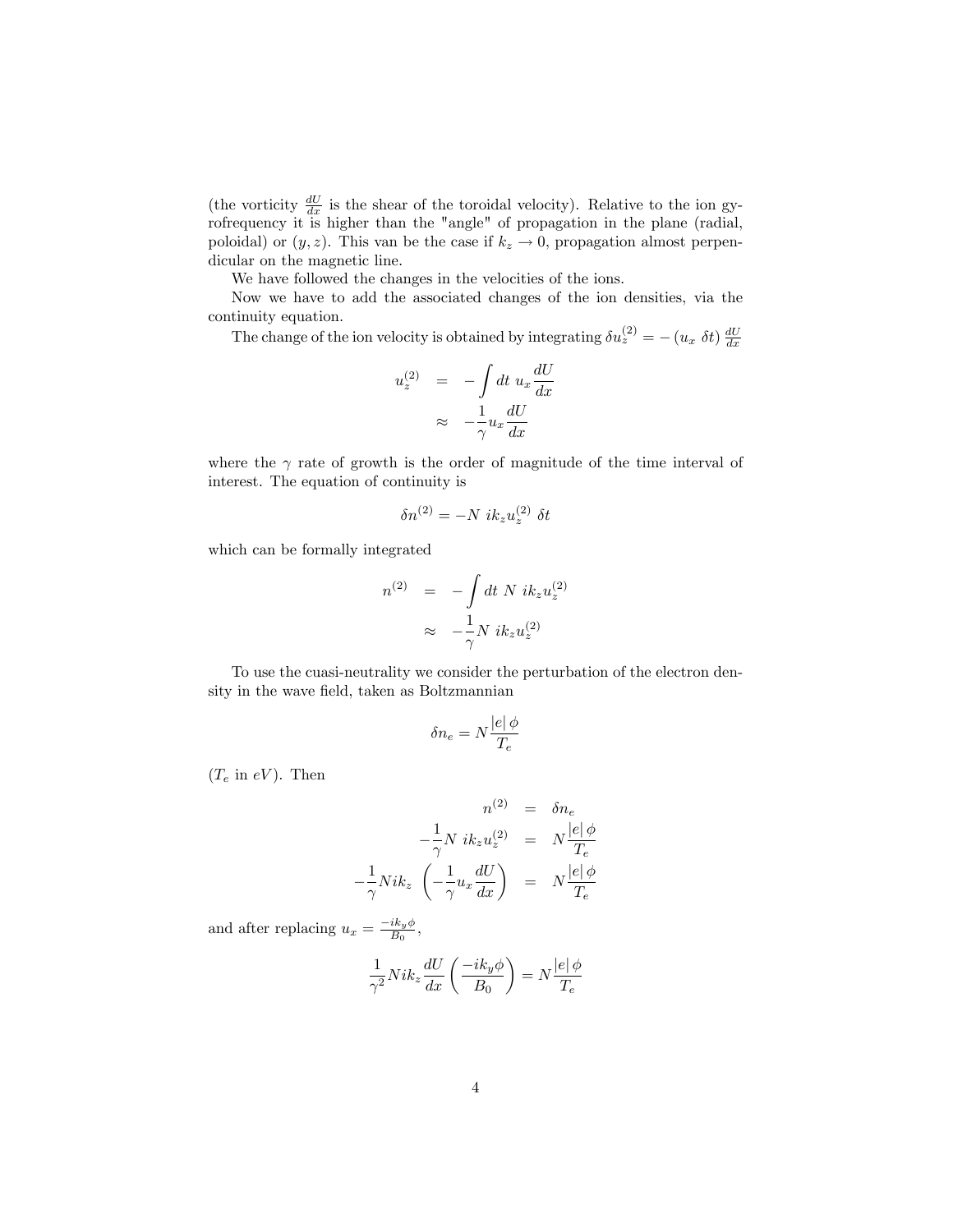(the vorticity $\frac{dU}{dx}$ is the shear of the toroidal velocity). Relative to the ion gyrofrequency it is higher than the "angle" of propagation in the plane (radial, poloidal) or $(y, z)$. This van be the case if $k_z \to 0$, propagation almost perpendicular on the magnetic line.

We have followed the changes in the velocities of the ions.

Now we have to add the associated changes of the ion densities, via the continuity equation.

The change of the ion velocity is obtained by integrating $\delta u_z^{(2)} = -(u_x\ \delta t)\frac{dU}{dx}$

$$\begin{aligned}
u_z^{(2)} &= -\int dt\ u_x \frac{dU}{dx} \\
&\approx -\frac{1}{\gamma} u_x \frac{dU}{dx}
\end{aligned}$$

where the $\gamma$ rate of growth is the order of magnitude of the time interval of interest. The equation of continuity is

$$\delta n^{(2)} = -N\ ik_z u_z^{(2)}\ \delta t$$

which can be formally integrated

$$\begin{aligned}
n^{(2)} &= -\int dt\ N\ ik_z u_z^{(2)} \\
&\approx -\frac{1}{\gamma} N\ ik_z u_z^{(2)}
\end{aligned}$$

To use the cuasi-neutrality we consider the perturbation of the electron density in the wave field, taken as Boltzmannian

$$\delta n_e = N \frac{|e|\,\phi}{T_e}$$

($T_e$ in $eV$). Then

$$\begin{aligned}
n^{(2)} &= \delta n_e \\
-\frac{1}{\gamma} N\ ik_z u_z^{(2)} &= N \frac{|e|\,\phi}{T_e} \\
-\frac{1}{\gamma} N ik_z \left( -\frac{1}{\gamma} u_x \frac{dU}{dx} \right) &= N \frac{|e|\,\phi}{T_e}
\end{aligned}$$

and after replacing $u_x = \frac{-ik_y \phi}{B_0}$,

$$\frac{1}{\gamma^2} N ik_z \frac{dU}{dx} \left( \frac{-ik_y \phi}{B_0} \right) = N \frac{|e|\,\phi}{T_e}$$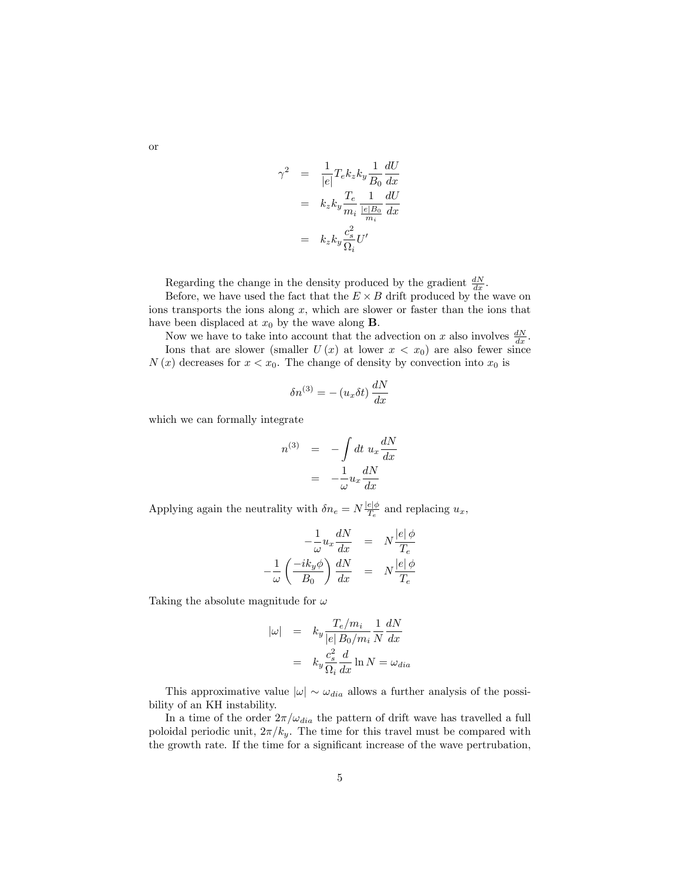or

$$
\begin{aligned}
\gamma^2 &= \frac{1}{|e|} T_e k_z k_y \frac{1}{B_0} \frac{dU}{dx} \\
&= k_z k_y \frac{T_e}{m_i} \frac{1}{\frac{|e| B_0}{m_i}} \frac{dU}{dx} \\
&= k_z k_y \frac{c_s^2}{\Omega_i} U'
\end{aligned}
$$

Regarding the change in the density produced by the gradient $\frac{dN}{dx}$.

Before, we have used the fact that the $E \times B$ drift produced by the wave on ions transports the ions along $x$, which are slower or faster than the ions that have been displaced at $x_0$ by the wave along $\mathbf{B}$.

Now we have to take into account that the advection on $x$ also involves $\frac{dN}{dx}$.

Ions that are slower (smaller $U(x)$ at lower $x < x_0$) are also fewer since $N(x)$ decreases for $x < x_0$. The change of density by convection into $x_0$ is

$$
\delta n^{(3)} = -(u_x \delta t) \frac{dN}{dx}
$$

which we can formally integrate

$$
\begin{aligned}
n^{(3)} &= -\int dt \; u_x \frac{dN}{dx} \\
&= -\frac{1}{\omega} u_x \frac{dN}{dx}
\end{aligned}
$$

Applying again the neutrality with $\delta n_e = N \frac{|e|\phi}{T_e}$ and replacing $u_x$,

$$
\begin{aligned}
-\frac{1}{\omega} u_x \frac{dN}{dx} &= N \frac{|e| \phi}{T_e} \\
-\frac{1}{\omega} \left( \frac{-i k_y \phi}{B_0} \right) \frac{dN}{dx} &= N \frac{|e| \phi}{T_e}
\end{aligned}
$$

Taking the absolute magnitude for $\omega$

$$
\begin{aligned}
|\omega| &= k_y \frac{T_e/m_i}{|e| B_0/m_i} \frac{1}{N} \frac{dN}{dx} \\
&= k_y \frac{c_s^2}{\Omega_i} \frac{d}{dx} \ln N = \omega_{dia}
\end{aligned}
$$

This approximative value $|\omega| \sim \omega_{dia}$ allows a further analysis of the possibility of an KH instability.

In a time of the order $2\pi/\omega_{dia}$ the pattern of drift wave has travelled a full poloidal periodic unit, $2\pi/k_y$. The time for this travel must be compared with the growth rate. If the time for a significant increase of the wave pertrubation,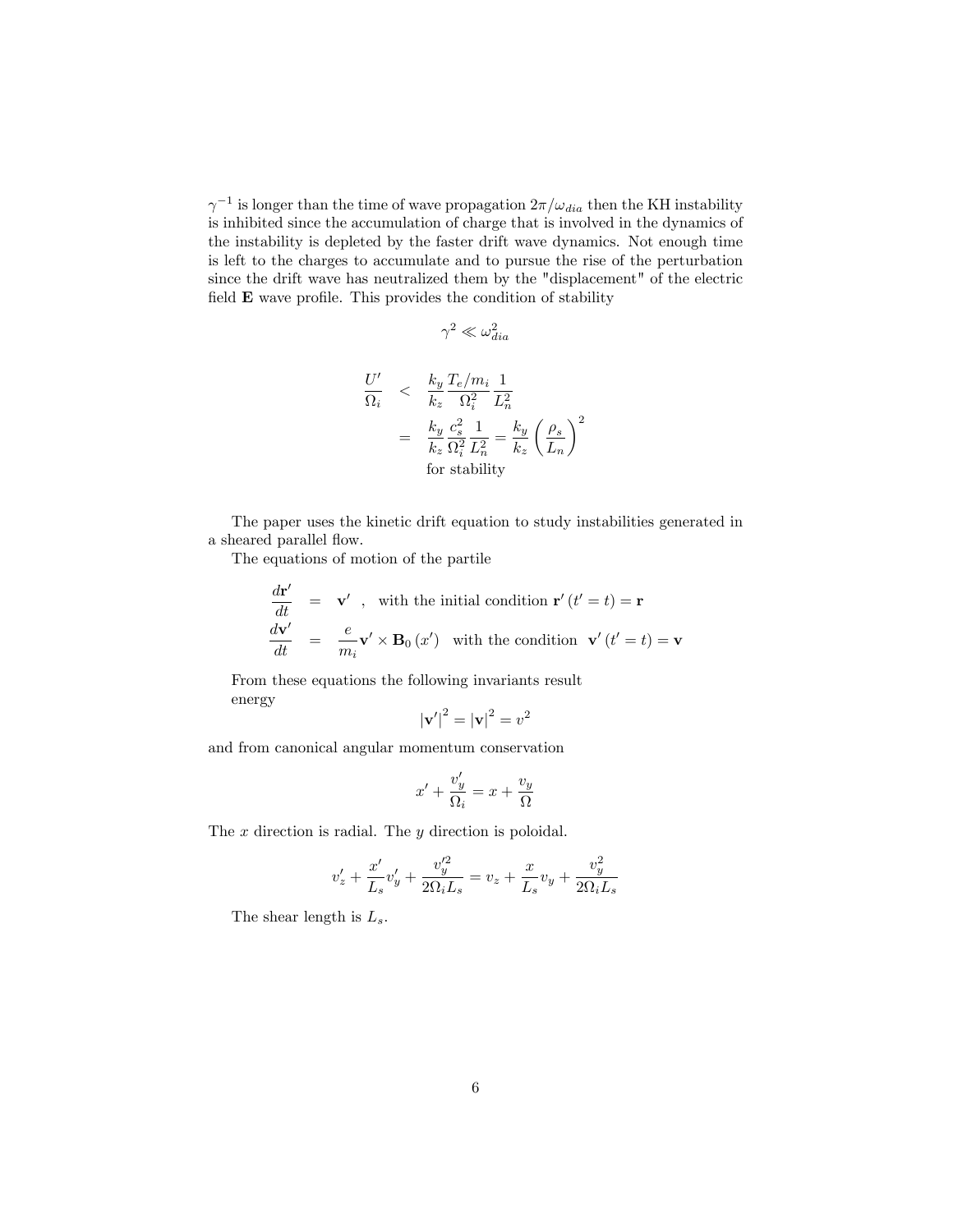$\gamma^{-1}$ is longer than the time of wave propagation $2\pi/\omega_{dia}$ then the KH instability is inhibited since the accumulation of charge that is involved in the dynamics of the instability is depleted by the faster drift wave dynamics. Not enough time is left to the charges to accumulate and to pursue the rise of the perturbation since the drift wave has neutralized them by the "displacement" of the electric field $\mathbf{E}$ wave profile. This provides the condition of stability

$$\gamma^2 \ll \omega_{dia}^2$$

$$\begin{aligned}
\frac{U'}{\Omega_i} &< \frac{k_y}{k_z}\frac{T_e/m_i}{\Omega_i^2}\frac{1}{L_n^2} \\
&= \frac{k_y}{k_z}\frac{c_s^2}{\Omega_i^2}\frac{1}{L_n^2} = \frac{k_y}{k_z}\left(\frac{\rho_s}{L_n}\right)^2 \\
&\quad \text{for stability}
\end{aligned}$$

The paper uses the kinetic drift equation to study instabilities generated in a sheared parallel flow.

The equations of motion of the partile

$$\begin{aligned}
\frac{d\mathbf{r}'}{dt} &= \mathbf{v}' \quad , \quad \text{with the initial condition } \mathbf{r}'(t'=t) = \mathbf{r} \\
\frac{d\mathbf{v}'}{dt} &= \frac{e}{m_i}\mathbf{v}' \times \mathbf{B}_0(x') \quad \text{with the condition } \ \mathbf{v}'(t'=t) = \mathbf{v}
\end{aligned}$$

From these equations the following invariants result
energy

$$|\mathbf{v}'|^2 = |\mathbf{v}|^2 = v^2$$

and from canonical angular momentum conservation

$$x' + \frac{v_y'}{\Omega_i} = x + \frac{v_y}{\Omega}$$

The $x$ direction is radial. The $y$ direction is poloidal.

$$v_z' + \frac{x'}{L_s}v_y' + \frac{v_y'^2}{2\Omega_i L_s} = v_z + \frac{x}{L_s}v_y + \frac{v_y^2}{2\Omega_i L_s}$$

The shear length is $L_s$.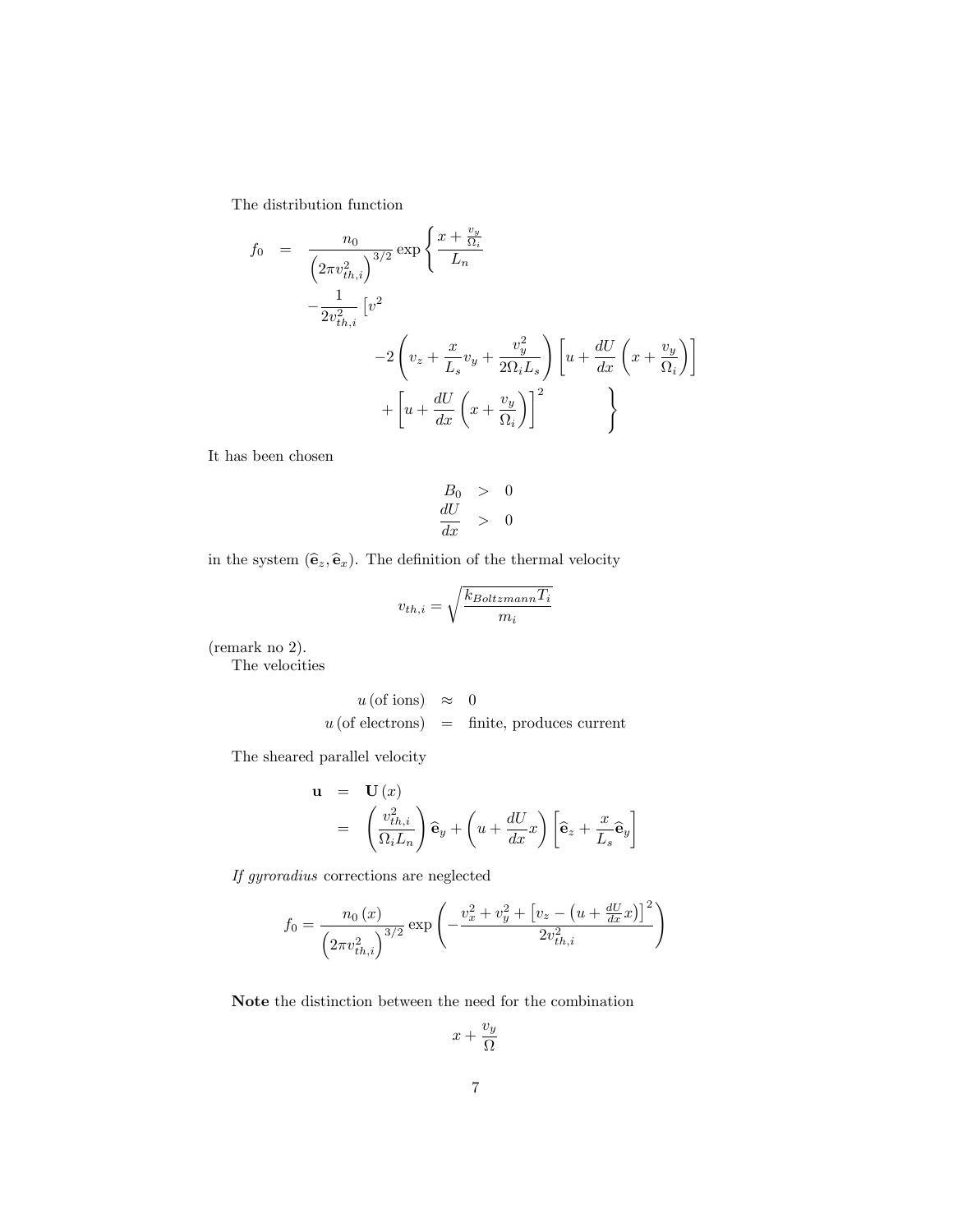The distribution function

$$
\begin{aligned}
f_0 &= \frac{n_0}{\left(2\pi v_{th,i}^2\right)^{3/2}} \exp\left\{ \frac{x + \frac{v_y}{\Omega_i}}{L_n} \right. \\
&\quad - \frac{1}{2v_{th,i}^2} \left[ v^2 \right. \\
&\qquad - 2\left( v_z + \frac{x}{L_s} v_y + \frac{v_y^2}{2\Omega_i L_s} \right) \left[ u + \frac{dU}{dx}\left( x + \frac{v_y}{\Omega_i} \right) \right] \\
&\qquad \left. \left. + \left[ u + \frac{dU}{dx}\left( x + \frac{v_y}{\Omega_i} \right) \right]^2 \right] \right\}
\end{aligned}
$$

It has been chosen

$$
\begin{aligned}
B_0 &> 0 \\
\frac{dU}{dx} &> 0
\end{aligned}
$$

in the system $(\widehat{\mathbf{e}}_z, \widehat{\mathbf{e}}_x)$. The definition of the thermal velocity

$$
v_{th,i} = \sqrt{\frac{k_{Boltzmann} T_i}{m_i}}
$$

(remark no 2).

The velocities

$$
\begin{aligned}
u\,(\text{of ions}) &\approx 0 \\
u\,(\text{of electrons}) &= \text{finite, produces current}
\end{aligned}
$$

The sheared parallel velocity

$$
\begin{aligned}
\mathbf{u} &= \mathbf{U}(x) \\
&= \left( \frac{v_{th,i}^2}{\Omega_i L_n} \right) \widehat{\mathbf{e}}_y + \left( u + \frac{dU}{dx} x \right) \left[ \widehat{\mathbf{e}}_z + \frac{x}{L_s} \widehat{\mathbf{e}}_y \right]
\end{aligned}
$$

*If gyroradius* corrections are neglected

$$
f_0 = \frac{n_0(x)}{\left(2\pi v_{th,i}^2\right)^{3/2}} \exp\left( -\frac{v_x^2 + v_y^2 + \left[ v_z - \left( u + \frac{dU}{dx} x \right) \right]^2}{2v_{th,i}^2} \right)
$$

**Note** the distinction between the need for the combination

$$
x + \frac{v_y}{\Omega}
$$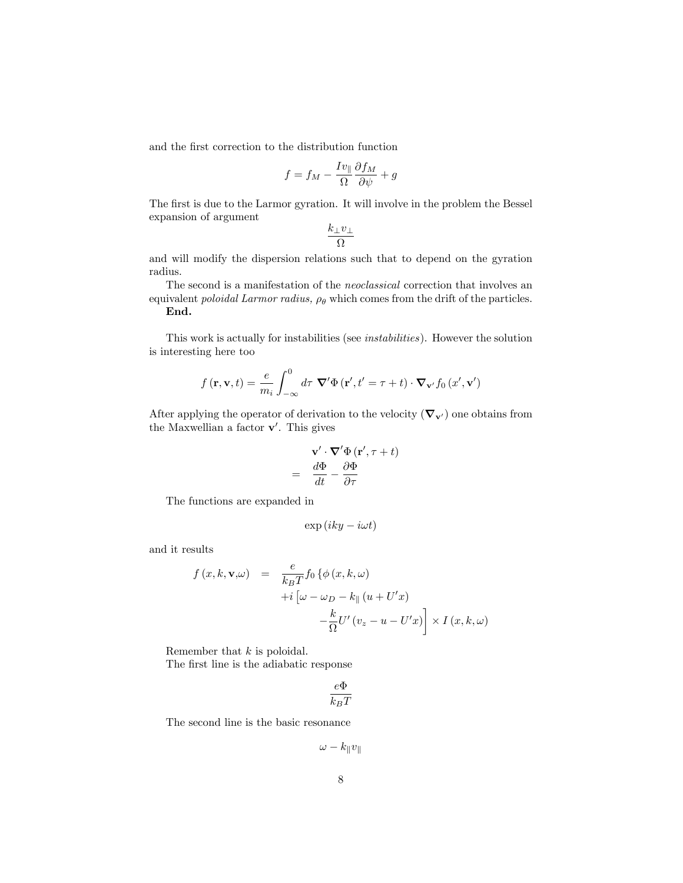and the first correction to the distribution function

$$f = f_M - \frac{Iv_\parallel}{\Omega}\frac{\partial f_M}{\partial \psi} + g$$

The first is due to the Larmor gyration. It will involve in the problem the Bessel expansion of argument

$$\frac{k_\perp v_\perp}{\Omega}$$

and will modify the dispersion relations such that to depend on the gyration radius.

The second is a manifestation of the *neoclassical* correction that involves an equivalent *poloidal Larmor radius,* $\rho_\theta$ which comes from the drift of the particles.

**End.**

This work is actually for instabilities (see *instabilities*). However the solution is interesting here too

$$f(\mathbf{r}, \mathbf{v}, t) = \frac{e}{m_i}\int_{-\infty}^{0} d\tau \ \boldsymbol{\nabla}'\Phi(\mathbf{r}', t' = \tau + t) \cdot \boldsymbol{\nabla}_{\mathbf{v}'} f_0(x', \mathbf{v}')$$

After applying the operator of derivation to the velocity ($\boldsymbol{\nabla}_{\mathbf{v}'}$) one obtains from the Maxwellian a factor $\mathbf{v}'$. This gives

$$\begin{aligned} & \mathbf{v}' \cdot \boldsymbol{\nabla}'\Phi(\mathbf{r}', \tau + t) \\ = & \ \frac{d\Phi}{dt} - \frac{\partial \Phi}{\partial \tau} \end{aligned}$$

The functions are expanded in

$$\exp(iky - i\omega t)$$

and it results

$$\begin{aligned} f(x, k, \mathbf{v}, \omega) \ = \ & \frac{e}{k_B T} f_0 \left\{ \phi(x, k, \omega) \right. \\ & + i \left[ \omega - \omega_D - k_\parallel (u + U'x) \right. \\ & \left. - \frac{k}{\Omega} U' (v_z - u - U'x) \right] \times I(x, k, \omega) \end{aligned}$$

Remember that $k$ is poloidal.

The first line is the adiabatic response

$$\frac{e\Phi}{k_B T}$$

The second line is the basic resonance

$$\omega - k_\parallel v_\parallel$$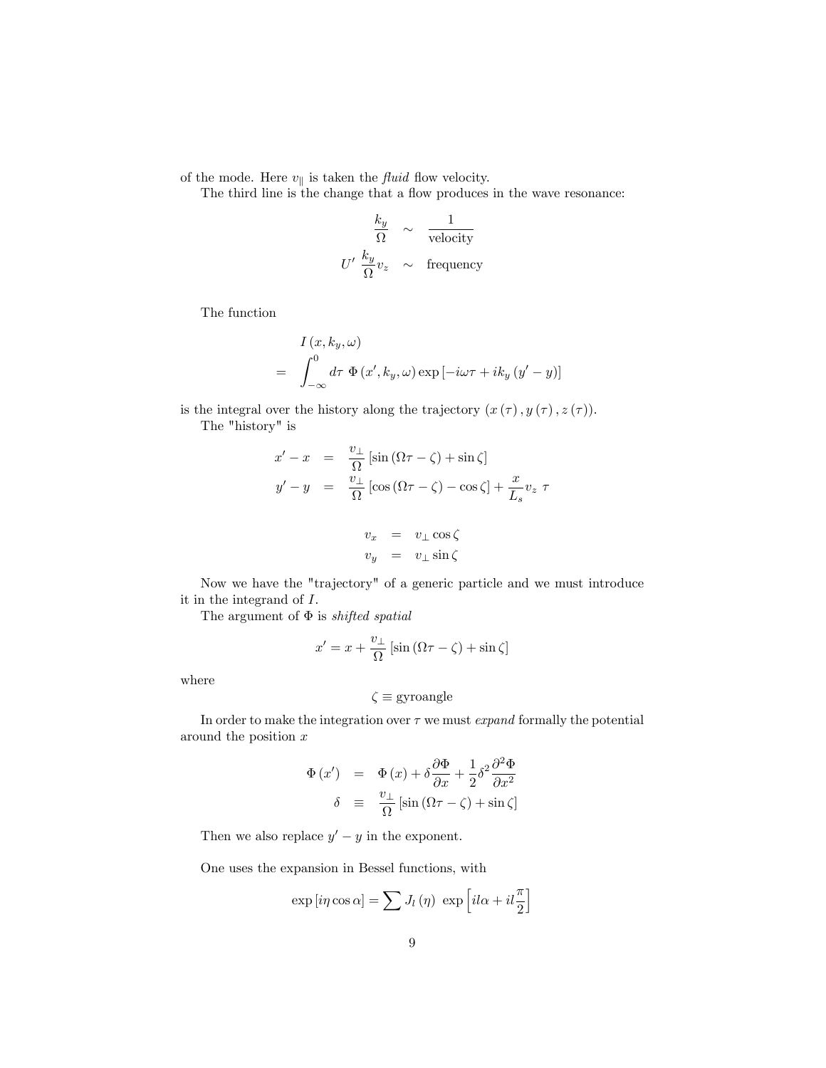of the mode. Here $v_{\parallel}$ is taken the *fluid* flow velocity.

The third line is the change that a flow produces in the wave resonance:

$$
\begin{aligned}
\frac{k_y}{\Omega} &\sim \frac{1}{\text{velocity}} \\
U' \, \frac{k_y}{\Omega} v_z &\sim \text{frequency}
\end{aligned}
$$

The function

$$
\begin{aligned}
& I\left(x, k_y, \omega\right) \\
= & \int_{-\infty}^{0} d\tau \; \Phi\left(x', k_y, \omega\right) \exp\left[-i\omega\tau + i k_y\left(y' - y\right)\right]
\end{aligned}
$$

is the integral over the history along the trajectory $\left(x\left(\tau\right), y\left(\tau\right), z\left(\tau\right)\right)$.

The "history" is

$$
\begin{aligned}
x' - x &= \frac{v_{\perp}}{\Omega}\left[\sin\left(\Omega\tau - \zeta\right) + \sin\zeta\right] \\
y' - y &= \frac{v_{\perp}}{\Omega}\left[\cos\left(\Omega\tau - \zeta\right) - \cos\zeta\right] + \frac{x}{L_s} v_z \; \tau
\end{aligned}
$$

$$
\begin{aligned}
v_x &= v_{\perp}\cos\zeta \\
v_y &= v_{\perp}\sin\zeta
\end{aligned}
$$

Now we have the "trajectory" of a generic particle and we must introduce it in the integrand of $I$.

The argument of $\Phi$ is *shifted spatial*

$$
x' = x + \frac{v_{\perp}}{\Omega}\left[\sin\left(\Omega\tau - \zeta\right) + \sin\zeta\right]
$$

where

$$
\zeta \equiv \text{gyroangle}
$$

In order to make the integration over $\tau$ we must *expand* formally the potential around the position $x$

$$
\begin{aligned}
\Phi\left(x'\right) &= \Phi\left(x\right) + \delta\frac{\partial\Phi}{\partial x} + \frac{1}{2}\delta^2\frac{\partial^2\Phi}{\partial x^2} \\
\delta &\equiv \frac{v_{\perp}}{\Omega}\left[\sin\left(\Omega\tau - \zeta\right) + \sin\zeta\right]
\end{aligned}
$$

Then we also replace $y' - y$ in the exponent.

One uses the expansion in Bessel functions, with

$$
\exp\left[i\eta\cos\alpha\right] = \sum J_l\left(\eta\right) \; \exp\left[il\alpha + il\frac{\pi}{2}\right]
$$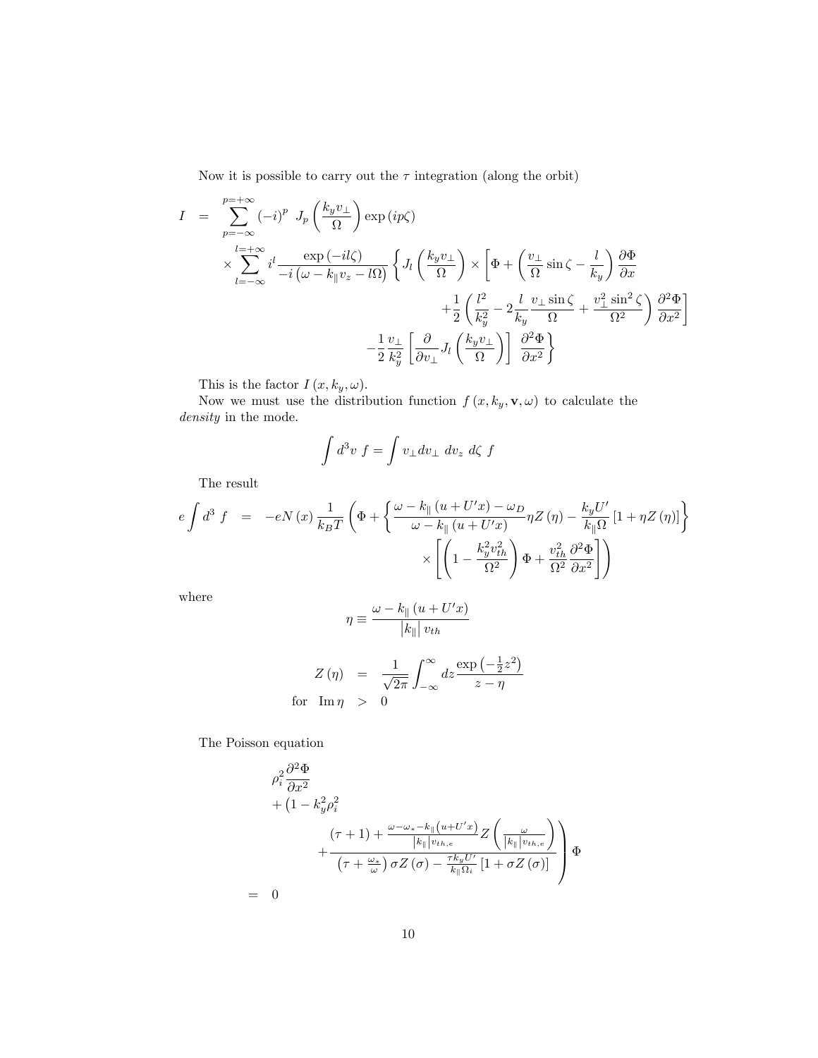Now it is possible to carry out the $\tau$ integration (along the orbit)

$$
\begin{aligned}
I &= \sum_{p=-\infty}^{p=+\infty} (-i)^p \; J_p\left(\frac{k_y v_\perp}{\Omega}\right) \exp(ip\zeta) \\
&\times \sum_{l=-\infty}^{l=+\infty} i^l \frac{\exp(-il\zeta)}{-i\left(\omega - k_\| v_z - l\Omega\right)} \left\{ J_l\left(\frac{k_y v_\perp}{\Omega}\right) \times \left[ \Phi + \left(\frac{v_\perp}{\Omega}\sin\zeta - \frac{l}{k_y}\right)\frac{\partial \Phi}{\partial x} \right.\right. \\
&\qquad \left. + \frac{1}{2}\left(\frac{l^2}{k_y^2} - 2\frac{l}{k_y}\frac{v_\perp \sin\zeta}{\Omega} + \frac{v_\perp^2 \sin^2\zeta}{\Omega^2}\right)\frac{\partial^2\Phi}{\partial x^2}\right] \\
&\qquad \left. - \frac{1}{2}\frac{v_\perp}{k_y^2}\left[\frac{\partial}{\partial v_\perp} J_l\left(\frac{k_y v_\perp}{\Omega}\right)\right] \frac{\partial^2 \Phi}{\partial x^2} \right\}
\end{aligned}
$$

This is the factor $I(x, k_y, \omega)$.

Now we must use the distribution function $f(x, k_y, \mathbf{v}, \omega)$ to calculate the *density* in the mode.

$$
\int d^3v \; f = \int v_\perp dv_\perp \; dv_z \; d\zeta \; f
$$

The result

$$
\begin{aligned}
e\int d^3 \; f &= -eN(x)\frac{1}{k_B T}\left(\Phi + \left\{\frac{\omega - k_\|(u + U'x) - \omega_D}{\omega - k_\|(u+U'x)}\eta Z(\eta) - \frac{k_y U'}{k_\| \Omega}\left[1 + \eta Z(\eta)\right]\right\}\right. \\
&\qquad \left. \times \left[\left(1 - \frac{k_y^2 v_{th}^2}{\Omega^2}\right)\Phi + \frac{v_{th}^2}{\Omega^2}\frac{\partial^2\Phi}{\partial x^2}\right]\right)
\end{aligned}
$$

where

$$
\eta \equiv \frac{\omega - k_\|(u + U'x)}{\left|k_\|\right| v_{th}}
$$

$$
\begin{aligned}
Z(\eta) &= \frac{1}{\sqrt{2\pi}}\int_{-\infty}^{\infty} dz \frac{\exp\left(-\frac{1}{2}z^2\right)}{z - \eta} \\
\text{for} \quad \operatorname{Im}\eta &> 0
\end{aligned}
$$

The Poisson equation

$$
\begin{aligned}
&\rho_i^2 \frac{\partial^2 \Phi}{\partial x^2} \\
&+ \left(1 - k_y^2\rho_i^2 \right. \\
&\qquad \left. + \frac{(\tau + 1) + \frac{\omega - \omega_* - k_\|\left(u + U'x\right)}{\left|k_\|\right| v_{th,e}} Z\left(\frac{\omega}{\left|k_\|\right| v_{th,e}}\right)}{\left(\tau + \frac{\omega_*}{\omega}\right)\sigma Z(\sigma) - \frac{\tau k_y U'}{k_\| \Omega_i}\left[1 + \sigma Z(\sigma)\right]}\right)\Phi \\
&= 0
\end{aligned}
$$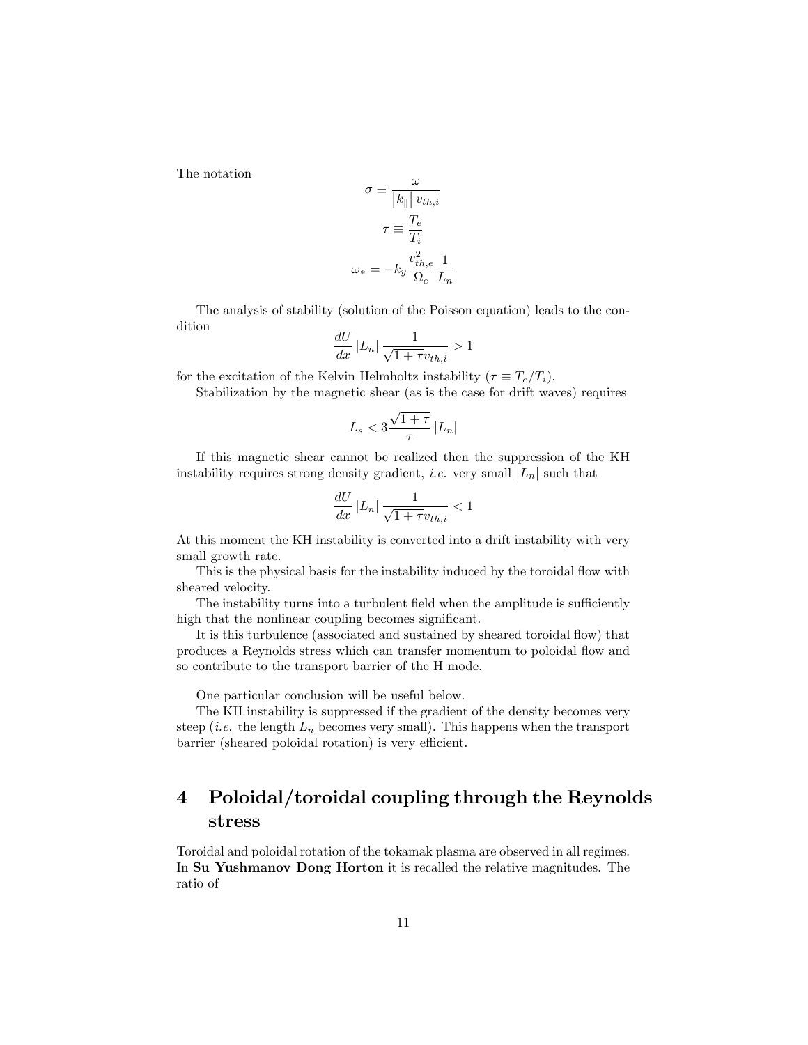The notation

$$\sigma \equiv \frac{\omega}{\left|k_{\parallel}\right| v_{th,i}}$$

$$\tau \equiv \frac{T_e}{T_i}$$

$$\omega_* = -k_y \frac{v_{th,e}^2}{\Omega_e} \frac{1}{L_n}$$

The analysis of stability (solution of the Poisson equation) leads to the condition

$$\frac{dU}{dx} \left|L_n\right| \frac{1}{\sqrt{1+\tau} v_{th,i}} > 1$$

for the excitation of the Kelvin Helmholtz instability ($\tau \equiv T_e/T_i$).

Stabilization by the magnetic shear (as is the case for drift waves) requires

$$L_s < 3 \frac{\sqrt{1+\tau}}{\tau} \left|L_n\right|$$

If this magnetic shear cannot be realized then the suppression of the KH instability requires strong density gradient, *i.e.* very small $|L_n|$ such that

$$\frac{dU}{dx} \left|L_n\right| \frac{1}{\sqrt{1+\tau} v_{th,i}} < 1$$

At this moment the KH instability is converted into a drift instability with very small growth rate.

This is the physical basis for the instability induced by the toroidal flow with sheared velocity.

The instability turns into a turbulent field when the amplitude is sufficiently high that the nonlinear coupling becomes significant.

It is this turbulence (associated and sustained by sheared toroidal flow) that produces a Reynolds stress which can transfer momentum to poloidal flow and so contribute to the transport barrier of the H mode.

One particular conclusion will be useful below.

The KH instability is suppressed if the gradient of the density becomes very steep (*i.e.* the length $L_n$ becomes very small). This happens when the transport barrier (sheared poloidal rotation) is very efficient.

# 4 Poloidal/toroidal coupling through the Reynolds stress

Toroidal and poloidal rotation of the tokamak plasma are observed in all regimes. In **Su Yushmanov Dong Horton** it is recalled the relative magnitudes. The ratio of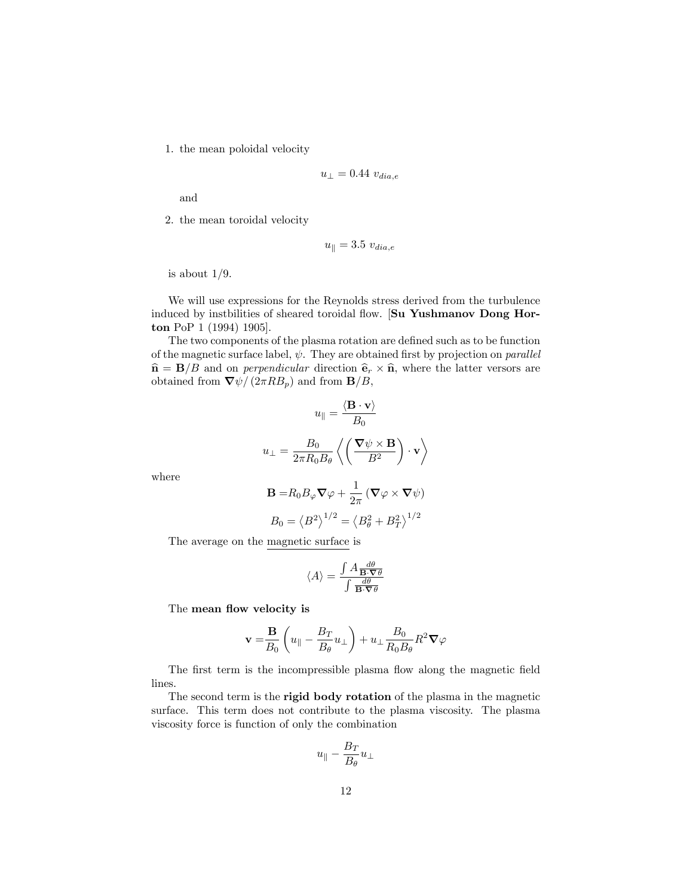1. the mean poloidal velocity

$$u_{\perp} = 0.44 \ v_{dia,e}$$

and

2. the mean toroidal velocity

$$u_{\|} = 3.5 \ v_{dia,e}$$

is about 1/9.

We will use expressions for the Reynolds stress derived from the turbulence induced by instbilities of sheared toroidal flow. [**Su Yushmanov Dong Horton** PoP 1 (1994) 1905].

The two components of the plasma rotation are defined such as to be function of the magnetic surface label, $\psi$. They are obtained first by projection on *parallel* $\widehat{\mathbf{n}} = \mathbf{B}/B$ and on *perpendicular* direction $\widehat{\mathbf{e}}_r \times \widehat{\mathbf{n}}$, where the latter versors are obtained from $\nabla\psi/(2\pi R B_p)$ and from $\mathbf{B}/B$,

$$u_{\|} = \frac{\langle \mathbf{B} \cdot \mathbf{v} \rangle}{B_0}$$

$$u_{\perp} = \frac{B_0}{2\pi R_0 B_\theta} \left\langle \left( \frac{\nabla\psi \times \mathbf{B}}{B^2} \right) \cdot \mathbf{v} \right\rangle$$

where

$$\mathbf{B} = R_0 B_\varphi \nabla\varphi + \frac{1}{2\pi} \left( \nabla\varphi \times \nabla\psi \right)$$

$$B_0 = \left\langle B^2 \right\rangle^{1/2} = \left\langle B_\theta^2 + B_T^2 \right\rangle^{1/2}$$

The average on the <u>magnetic surface</u> is

$$\langle A \rangle = \frac{\int A \frac{d\theta}{\mathbf{B}\cdot\nabla\theta}}{\int \frac{d\theta}{\mathbf{B}\cdot\nabla\theta}}$$

The **mean flow velocity is**

$$\mathbf{v} = \frac{\mathbf{B}}{B_0} \left( u_{\|} - \frac{B_T}{B_\theta} u_{\perp} \right) + u_{\perp} \frac{B_0}{R_0 B_\theta} R^2 \nabla\varphi$$

The first term is the incompressible plasma flow along the magnetic field lines.

The second term is the **rigid body rotation** of the plasma in the magnetic surface. This term does not contribute to the plasma viscosity. The plasma viscosity force is function of only the combination

$$u_{\|} - \frac{B_T}{B_\theta} u_{\perp}$$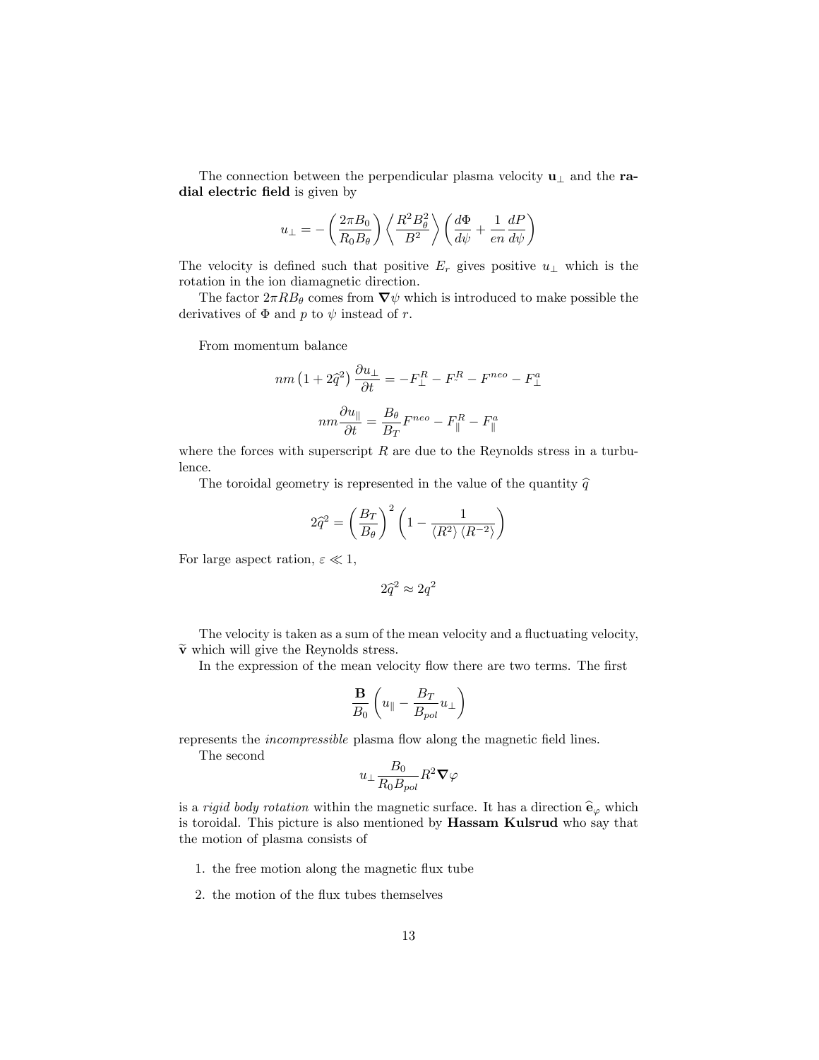The connection between the perpendicular plasma velocity $\mathbf{u}_\perp$ and the **radial electric field** is given by

$$u_\perp = -\left(\frac{2\pi B_0}{R_0 B_\theta}\right)\left\langle\frac{R^2 B_\theta^2}{B^2}\right\rangle\left(\frac{d\Phi}{d\psi}+\frac{1}{en}\frac{dP}{d\psi}\right)$$

The velocity is defined such that positive $E_r$ gives positive $u_\perp$ which is the rotation in the ion diamagnetic direction.

The factor $2\pi R B_\theta$ comes from $\nabla\psi$ which is introduced to make possible the derivatives of $\Phi$ and $p$ to $\psi$ instead of $r$.

From momentum balance

$$nm\left(1+2\widehat{q}^2\right)\frac{\partial u_\perp}{\partial t} = -F_\perp^R - F_{\cdot}^R - F^{neo} - F_\perp^a$$

$$nm\frac{\partial u_\parallel}{\partial t} = \frac{B_\theta}{B_T}F^{neo} - F_\parallel^R - F_\parallel^a$$

where the forces with superscript $R$ are due to the Reynolds stress in a turbulence.

The toroidal geometry is represented in the value of the quantity $\widehat{q}$

$$2\widehat{q}^2 = \left(\frac{B_T}{B_\theta}\right)^2\left(1-\frac{1}{\langle R^2\rangle\langle R^{-2}\rangle}\right)$$

For large aspect ration, $\varepsilon \ll 1$,

$$2\widehat{q}^2 \approx 2q^2$$

The velocity is taken as a sum of the mean velocity and a fluctuating velocity, $\widetilde{\mathbf{v}}$ which will give the Reynolds stress.

In the expression of the mean velocity flow there are two terms. The first

$$\frac{\mathbf{B}}{B_0}\left(u_\parallel - \frac{B_T}{B_{pol}}u_\perp\right)$$

represents the *incompressible* plasma flow along the magnetic field lines.

The second

$$u_\perp \frac{B_0}{R_0 B_{pol}} R^2 \nabla\varphi$$

is a *rigid body rotation* within the magnetic surface. It has a direction $\widehat{\mathbf{e}}_\varphi$ which is toroidal. This picture is also mentioned by **Hassam Kulsrud** who say that the motion of plasma consists of

1. the free motion along the magnetic flux tube
2. the motion of the flux tubes themselves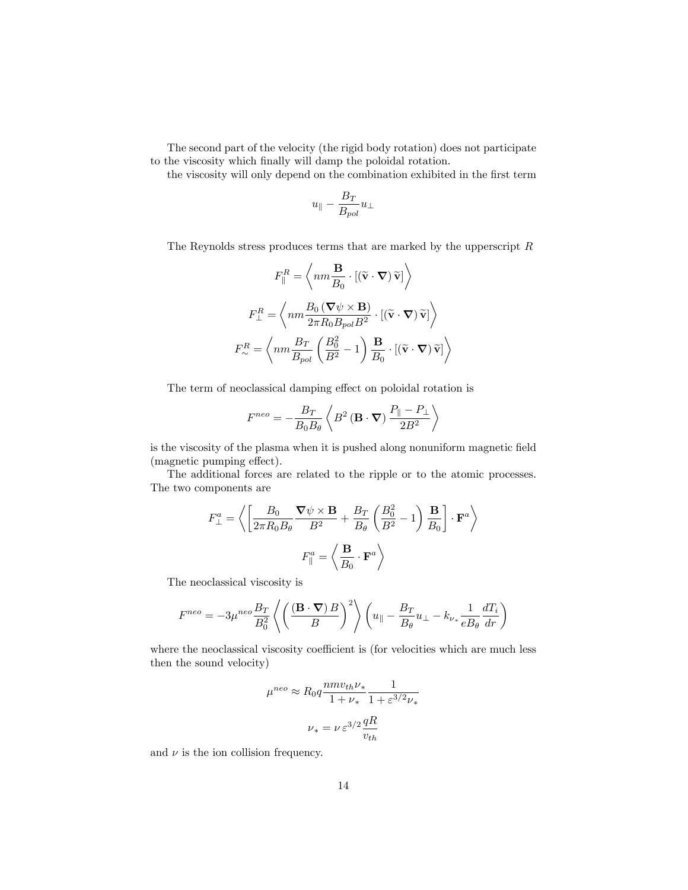The second part of the velocity (the rigid body rotation) does not participate to the viscosity which finally will damp the poloidal rotation.

the viscosity will only depend on the combination exhibited in the first term

$$u_{\parallel} - \frac{B_T}{B_{pol}} u_{\perp}$$

The Reynolds stress produces terms that are marked by the upperscript $R$

$$F_{\parallel}^{R} = \left\langle nm \frac{\mathbf{B}}{B_0} \cdot \left[ \left( \widetilde{\mathbf{v}} \cdot \boldsymbol{\nabla} \right) \widetilde{\mathbf{v}} \right] \right\rangle$$

$$F_{\perp}^{R} = \left\langle nm \frac{B_0 \left( \boldsymbol{\nabla}\psi \times \mathbf{B} \right)}{2\pi R_0 B_{pol} B^2} \cdot \left[ \left( \widetilde{\mathbf{v}} \cdot \boldsymbol{\nabla} \right) \widetilde{\mathbf{v}} \right] \right\rangle$$

$$F_{\sim}^{R} = \left\langle nm \frac{B_T}{B_{pol}} \left( \frac{B_0^2}{B^2} - 1 \right) \frac{\mathbf{B}}{B_0} \cdot \left[ \left( \widetilde{\mathbf{v}} \cdot \boldsymbol{\nabla} \right) \widetilde{\mathbf{v}} \right] \right\rangle$$

The term of neoclassical damping effect on poloidal rotation is

$$F^{neo} = -\frac{B_T}{B_0 B_\theta} \left\langle B^2 \left( \mathbf{B} \cdot \boldsymbol{\nabla} \right) \frac{P_{\parallel} - P_{\perp}}{2B^2} \right\rangle$$

is the viscosity of the plasma when it is pushed along nonuniform magnetic field (magnetic pumping effect).

The additional forces are related to the ripple or to the atomic processes. The two components are

$$F_{\perp}^{a} = \left\langle \left[ \frac{B_0}{2\pi R_0 B_\theta} \frac{\boldsymbol{\nabla}\psi \times \mathbf{B}}{B^2} + \frac{B_T}{B_\theta} \left( \frac{B_0^2}{B^2} - 1 \right) \frac{\mathbf{B}}{B_0} \right] \cdot \mathbf{F}^a \right\rangle$$

$$F_{\parallel}^{a} = \left\langle \frac{\mathbf{B}}{B_0} \cdot \mathbf{F}^a \right\rangle$$

The neoclassical viscosity is

$$F^{neo} = -3\mu^{neo} \frac{B_T}{B_0^2} \left\langle \left( \frac{\left( \mathbf{B} \cdot \boldsymbol{\nabla} \right) B}{B} \right)^2 \right\rangle \left( u_{\parallel} - \frac{B_T}{B_\theta} u_{\perp} - k_{\nu_*} \frac{1}{e B_\theta} \frac{dT_i}{dr} \right)$$

where the neoclassical viscosity coefficient is (for velocities which are much less then the sound velocity)

$$\mu^{neo} \approx R_0 q \frac{nm v_{th} \nu_*}{1 + \nu_*} \frac{1}{1 + \varepsilon^{3/2} \nu_*}$$

$$\nu_* = \nu \, \varepsilon^{3/2} \frac{qR}{v_{th}}$$

and $\nu$ is the ion collision frequency.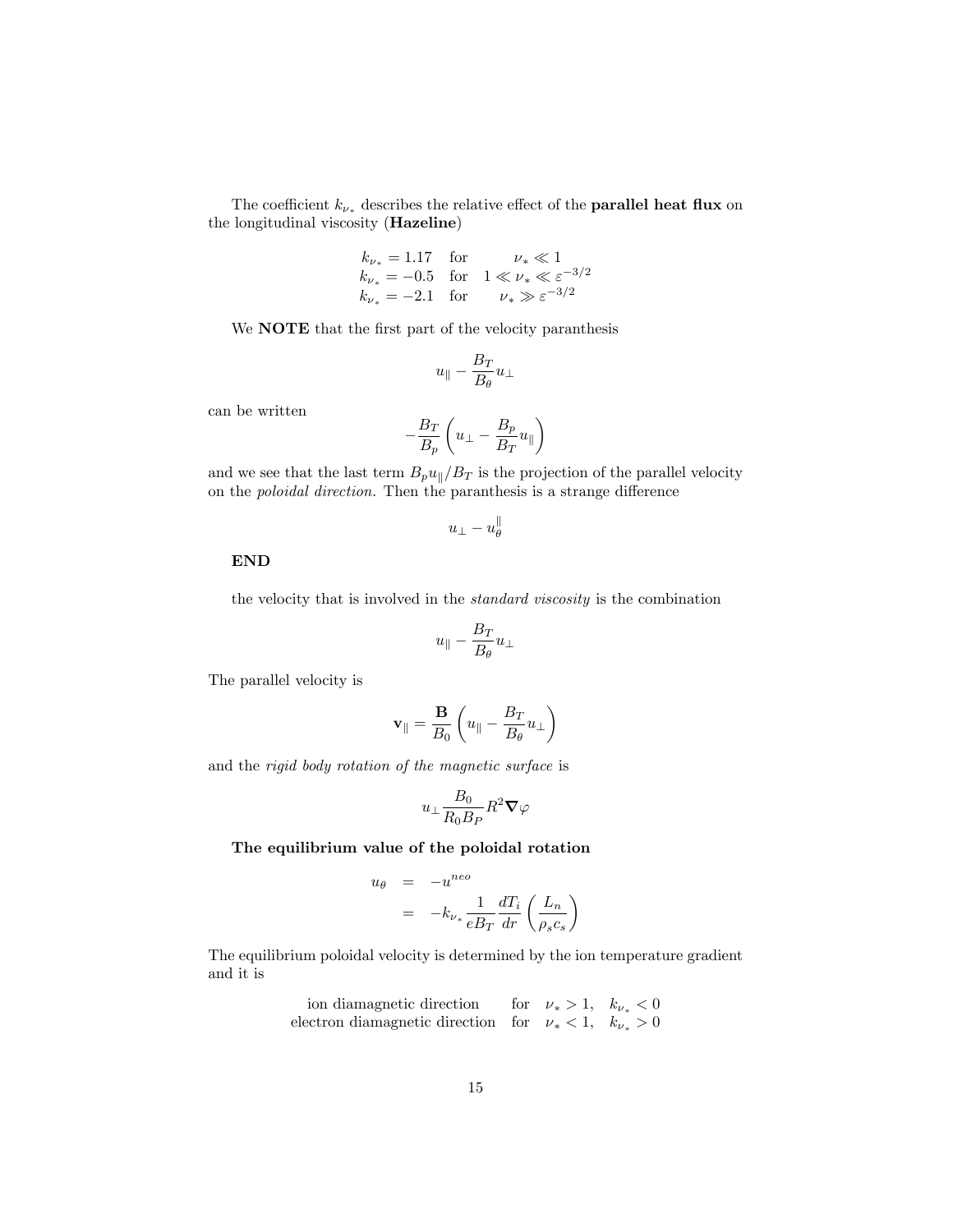The coefficient $k_{\nu_*}$ describes the relative effect of the **parallel heat flux** on the longitudinal viscosity (**Hazeline**)

$$
\begin{array}{lll}
k_{\nu_*} = 1.17 & \text{for} & \nu_* \ll 1 \\
k_{\nu_*} = -0.5 & \text{for} & 1 \ll \nu_* \ll \varepsilon^{-3/2} \\
k_{\nu_*} = -2.1 & \text{for} & \nu_* \gg \varepsilon^{-3/2}
\end{array}
$$

We **NOTE** that the first part of the velocity paranthesis

$$
u_{\parallel} - \frac{B_T}{B_\theta} u_{\perp}
$$

can be written

$$
-\frac{B_T}{B_p} \left( u_{\perp} - \frac{B_p}{B_T} u_{\parallel} \right)
$$

and we see that the last term $B_p u_{\parallel} / B_T$ is the projection of the parallel velocity on the *poloidal direction.* Then the paranthesis is a strange difference

$$
u_{\perp} - u_{\theta}^{\parallel}
$$

**END**

the velocity that is involved in the *standard viscosity* is the combination

$$
u_{\parallel} - \frac{B_T}{B_\theta} u_{\perp}
$$

The parallel velocity is

$$
\mathbf{v}_{\parallel} = \frac{\mathbf{B}}{B_0} \left( u_{\parallel} - \frac{B_T}{B_\theta} u_{\perp} \right)
$$

and the *rigid body rotation of the magnetic surface* is

$$
u_{\perp} \frac{B_0}{R_0 B_P} R^2 \boldsymbol{\nabla} \varphi
$$

**The equilibrium value of the poloidal rotation**

$$
\begin{aligned}
u_\theta &= -u^{neo} \\
&= -k_{\nu_*} \frac{1}{e B_T} \frac{dT_i}{dr} \left( \frac{L_n}{\rho_s c_s} \right)
\end{aligned}
$$

The equilibrium poloidal velocity is determined by the ion temperature gradient and it is

$$
\begin{array}{rll}
\text{ion diamagnetic direction} & \text{for} & \nu_* > 1, \quad k_{\nu_*} < 0 \\
\text{electron diamagnetic direction} & \text{for} & \nu_* < 1, \quad k_{\nu_*} > 0
\end{array}
$$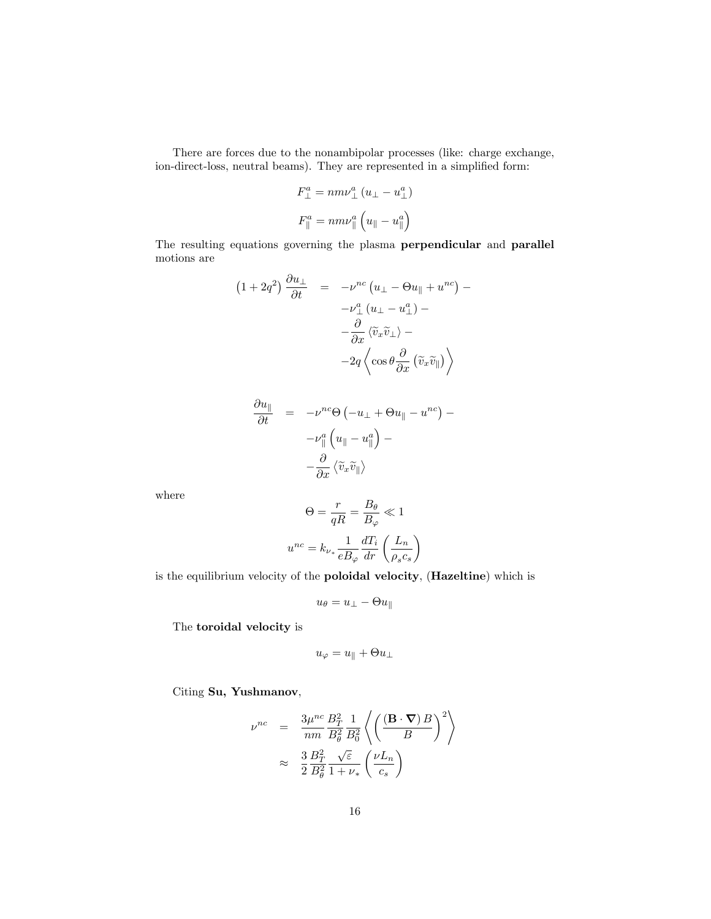There are forces due to the nonambipolar processes (like: charge exchange, ion-direct-loss, neutral beams). They are represented in a simplified form:

$$F_{\perp}^{a} = nm\nu_{\perp}^{a}\left(u_{\perp} - u_{\perp}^{a}\right)$$

$$F_{\parallel}^{a} = nm\nu_{\parallel}^{a}\left(u_{\parallel} - u_{\parallel}^{a}\right)$$

The resulting equations governing the plasma **perpendicular** and **parallel** motions are

$$\begin{aligned}
\left(1+2q^{2}\right)\frac{\partial u_{\perp}}{\partial t} &= -\nu^{nc}\left(u_{\perp} - \Theta u_{\parallel} + u^{nc}\right) - \\
&\quad -\nu_{\perp}^{a}\left(u_{\perp} - u_{\perp}^{a}\right) - \\
&\quad -\frac{\partial}{\partial x}\left\langle \widetilde{v}_{x}\widetilde{v}_{\perp}\right\rangle - \\
&\quad -2q\left\langle \cos\theta\frac{\partial}{\partial x}\left(\widetilde{v}_{x}\widetilde{v}_{\parallel}\right)\right\rangle
\end{aligned}$$

$$\begin{aligned}
\frac{\partial u_{\parallel}}{\partial t} &= -\nu^{nc}\Theta\left(-u_{\perp} + \Theta u_{\parallel} - u^{nc}\right) - \\
&\quad -\nu_{\parallel}^{a}\left(u_{\parallel} - u_{\parallel}^{a}\right) - \\
&\quad -\frac{\partial}{\partial x}\left\langle \widetilde{v}_{x}\widetilde{v}_{\parallel}\right\rangle
\end{aligned}$$

where

$$\Theta = \frac{r}{qR} = \frac{B_{\theta}}{B_{\varphi}} \ll 1$$

$$u^{nc} = k_{\nu_{*}}\frac{1}{eB_{\varphi}}\frac{dT_{i}}{dr}\left(\frac{L_{n}}{\rho_{s}c_{s}}\right)$$

is the equilibrium velocity of the **poloidal velocity**, (**Hazeltine**) which is

$$u_{\theta} = u_{\perp} - \Theta u_{\parallel}$$

The **toroidal velocity** is

$$u_{\varphi} = u_{\parallel} + \Theta u_{\perp}$$

Citing **Su, Yushmanov**,

$$\begin{aligned}
\nu^{nc} &= \frac{3\mu^{nc}}{nm}\frac{B_{T}^{2}}{B_{\theta}^{2}}\frac{1}{B_{0}^{2}}\left\langle\left(\frac{\left(\mathbf{B}\cdot\boldsymbol{\nabla}\right)B}{B}\right)^{2}\right\rangle \\
&\approx \frac{3}{2}\frac{B_{T}^{2}}{B_{\theta}^{2}}\frac{\sqrt{\varepsilon}}{1+\nu_{*}}\left(\frac{\nu L_{n}}{c_{s}}\right)
\end{aligned}$$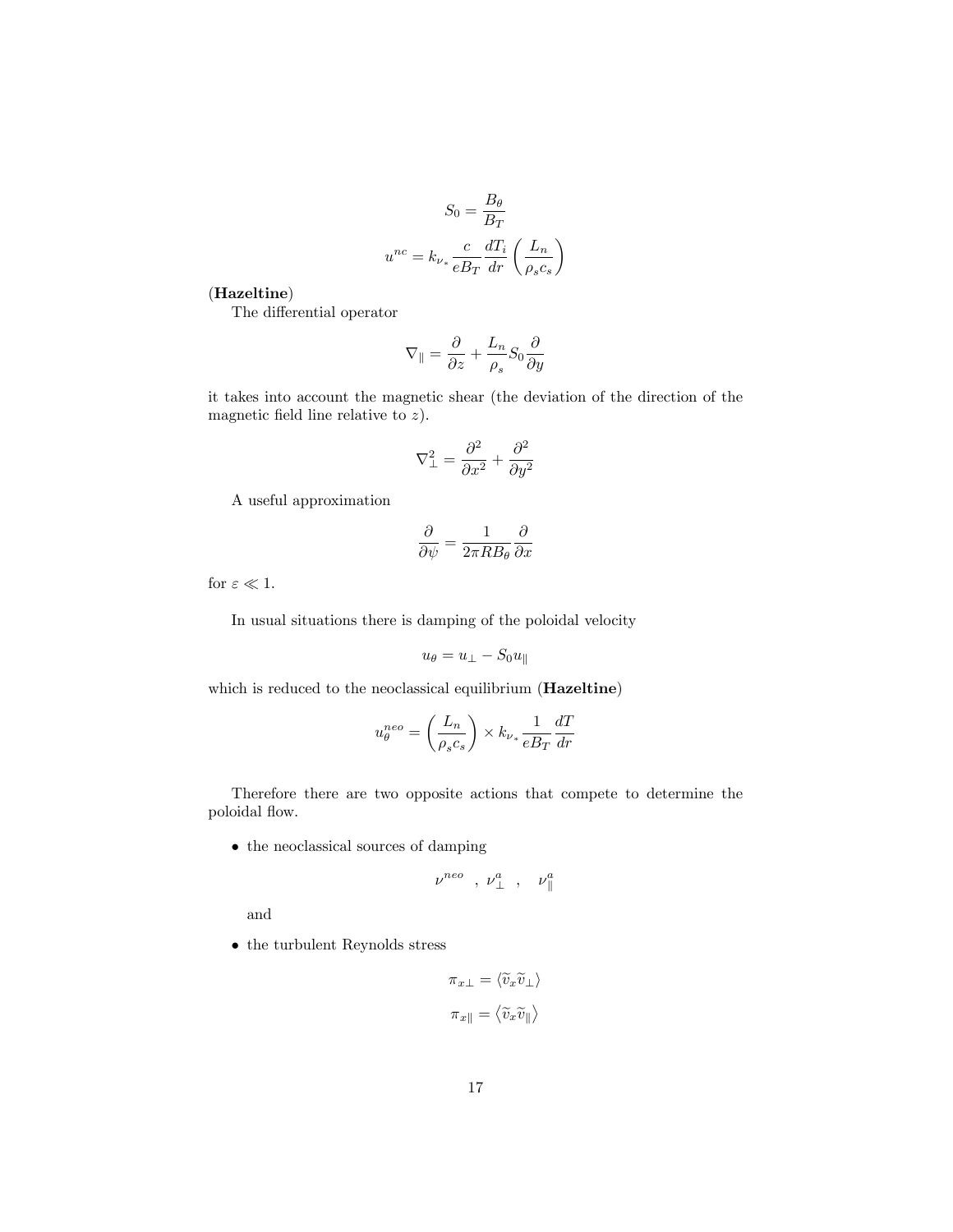$$S_0 = \frac{B_\theta}{B_T}$$

$$u^{nc} = k_{\nu_*} \frac{c}{eB_T} \frac{dT_i}{dr} \left( \frac{L_n}{\rho_s c_s} \right)$$

(**Hazeltine**)

The differential operator

$$\nabla_\parallel = \frac{\partial}{\partial z} + \frac{L_n}{\rho_s} S_0 \frac{\partial}{\partial y}$$

it takes into account the magnetic shear (the deviation of the direction of the magnetic field line relative to $z$).

$$\nabla_\perp^2 = \frac{\partial^2}{\partial x^2} + \frac{\partial^2}{\partial y^2}$$

A useful approximation

$$\frac{\partial}{\partial \psi} = \frac{1}{2\pi R B_\theta} \frac{\partial}{\partial x}$$

for $\varepsilon \ll 1$.

In usual situations there is damping of the poloidal velocity

$$u_\theta = u_\perp - S_0 u_\parallel$$

which is reduced to the neoclassical equilibrium (**Hazeltine**)

$$u_\theta^{neo} = \left( \frac{L_n}{\rho_s c_s} \right) \times k_{\nu_*} \frac{1}{eB_T} \frac{dT}{dr}$$

Therefore there are two opposite actions that compete to determine the poloidal flow.

- the neoclassical sources of damping

$$\nu^{neo} \quad , \; \nu_\perp^a \quad , \quad \nu_\parallel^a$$

  and

- the turbulent Reynolds stress

$$\pi_{x\perp} = \langle \widetilde{v}_x \widetilde{v}_\perp \rangle$$

$$\pi_{x\parallel} = \langle \widetilde{v}_x \widetilde{v}_\parallel \rangle$$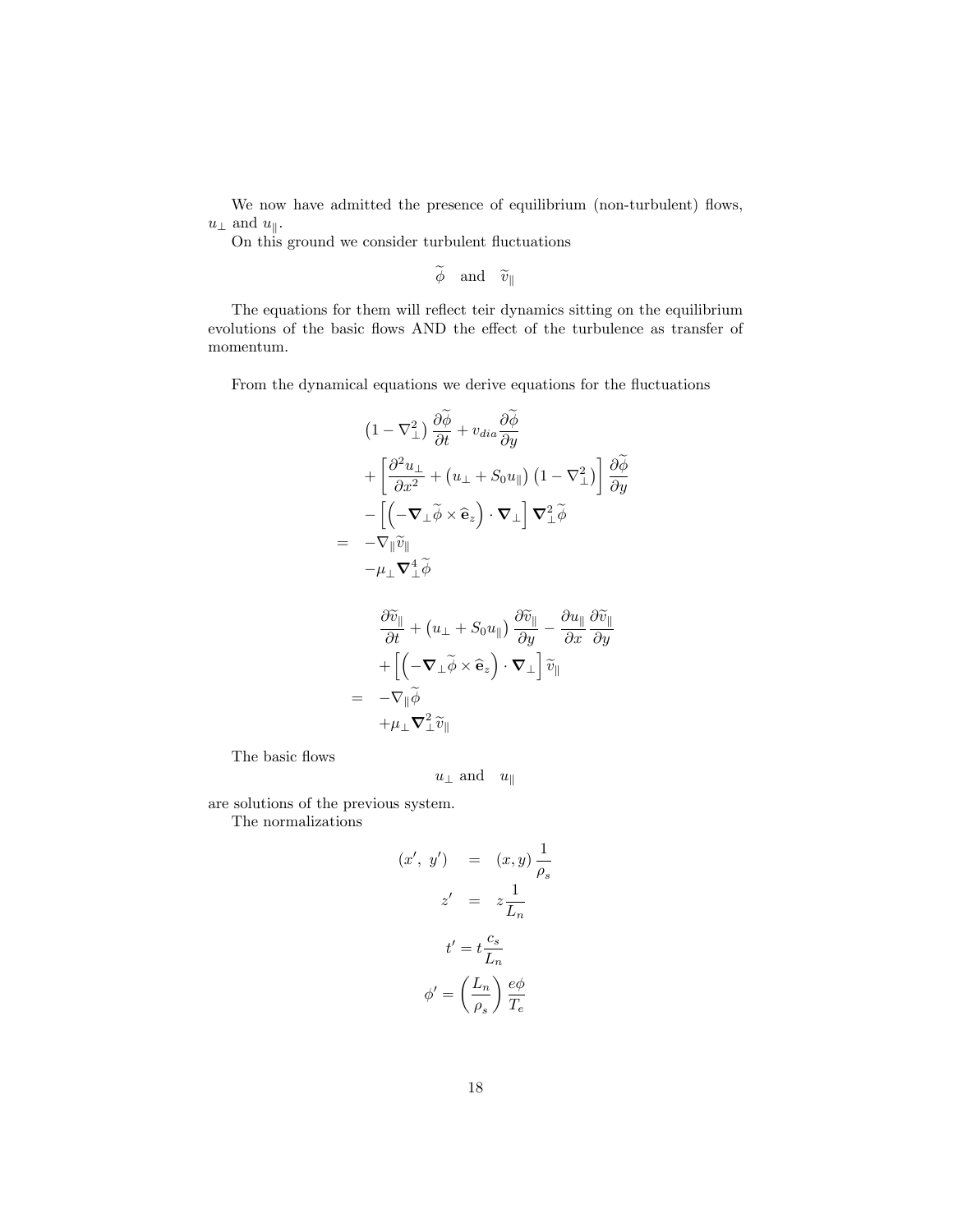We now have admitted the presence of equilibrium (non-turbulent) flows, $u_\perp$ and $u_\parallel$.

On this ground we consider turbulent fluctuations

$$\widetilde{\phi} \quad \text{and} \quad \widetilde{v}_\parallel$$

The equations for them will reflect teir dynamics sitting on the equilibrium evolutions of the basic flows AND the effect of the turbulence as transfer of momentum.

From the dynamical equations we derive equations for the fluctuations

$$\begin{aligned}
& \left(1-\nabla_\perp^2\right)\frac{\partial \widetilde{\phi}}{\partial t} + v_{dia}\frac{\partial \widetilde{\phi}}{\partial y} \\
& + \left[\frac{\partial^2 u_\perp}{\partial x^2} + \left(u_\perp + S_0 u_\parallel\right)\left(1-\nabla_\perp^2\right)\right]\frac{\partial \widetilde{\phi}}{\partial y} \\
& - \left[\left(-\boldsymbol{\nabla}_\perp \widetilde{\phi} \times \widehat{\mathbf{e}}_z\right)\cdot \boldsymbol{\nabla}_\perp\right]\boldsymbol{\nabla}_\perp^2 \widetilde{\phi} \\
= \quad & -\nabla_\parallel \widetilde{v}_\parallel \\
& -\mu_\perp \boldsymbol{\nabla}_\perp^4 \widetilde{\phi}
\end{aligned}$$

$$\begin{aligned}
& \frac{\partial \widetilde{v}_\parallel}{\partial t} + \left(u_\perp + S_0 u_\parallel\right)\frac{\partial \widetilde{v}_\parallel}{\partial y} - \frac{\partial u_\parallel}{\partial x}\frac{\partial \widetilde{v}_\parallel}{\partial y} \\
& + \left[\left(-\boldsymbol{\nabla}_\perp \widetilde{\phi} \times \widehat{\mathbf{e}}_z\right)\cdot \boldsymbol{\nabla}_\perp\right]\widetilde{v}_\parallel \\
= \quad & -\nabla_\parallel \widetilde{\phi} \\
& +\mu_\perp \boldsymbol{\nabla}_\perp^2 \widetilde{v}_\parallel
\end{aligned}$$

The basic flows

$$u_\perp \text{ and } \quad u_\parallel$$

are solutions of the previous system.

The normalizations

$$\begin{aligned}
\left(x',\ y'\right) &= (x,y)\,\frac{1}{\rho_s} \\
z' &= z\,\frac{1}{L_n}
\end{aligned}$$

$$t' = t\,\frac{c_s}{L_n}$$

$$\phi' = \left(\frac{L_n}{\rho_s}\right)\frac{e\phi}{T_e}$$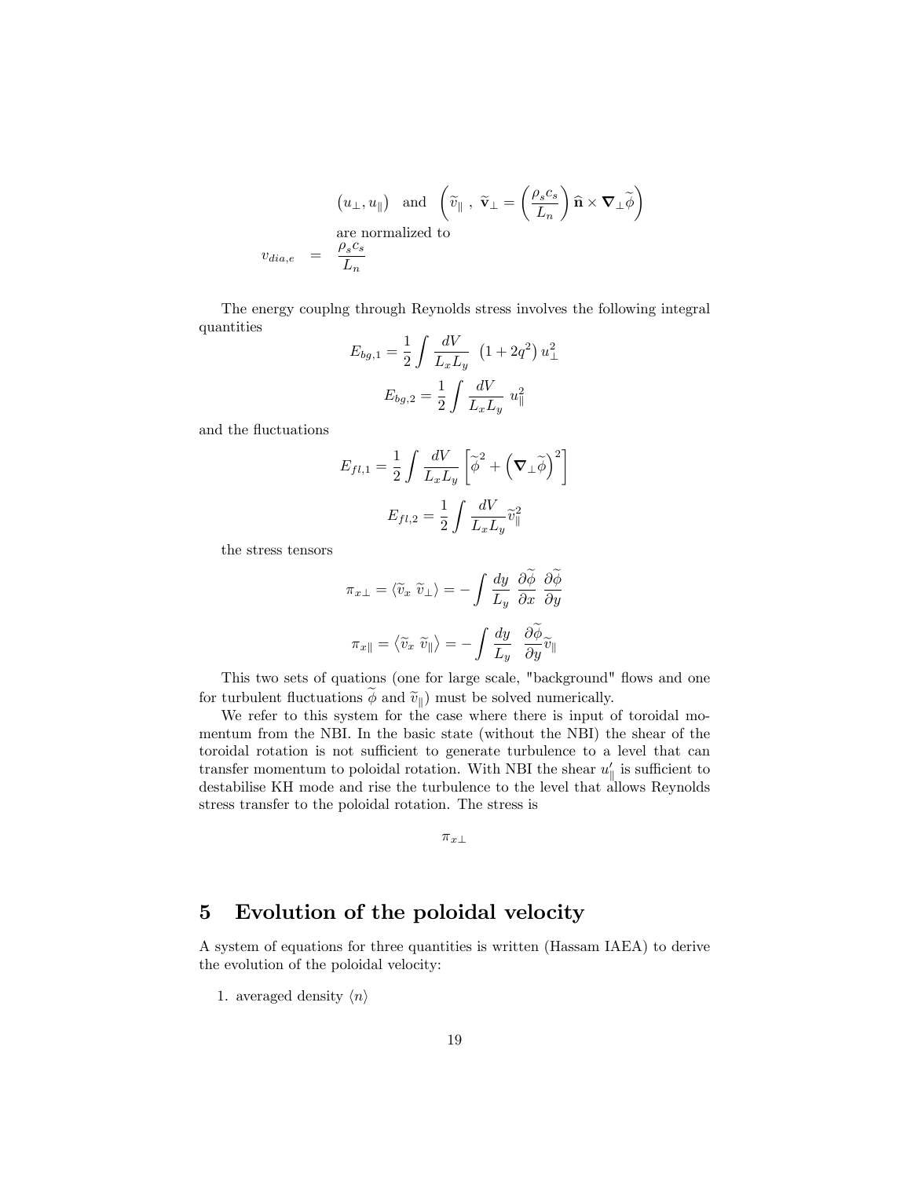$$\left(u_{\perp}, u_{\parallel}\right) \quad \text{and} \quad \left(\widetilde{v}_{\parallel} \ , \ \widetilde{\mathbf{v}}_{\perp} = \left(\frac{\rho_s c_s}{L_n}\right) \widehat{\mathbf{n}} \times \boldsymbol{\nabla}_{\perp} \widetilde{\phi}\right)$$

are normalized to

$$v_{dia,e} = \frac{\rho_s c_s}{L_n}$$

The energy couplng through Reynolds stress involves the following integral quantities

$$E_{bg,1} = \frac{1}{2} \int \frac{dV}{L_x L_y} \ \left(1 + 2q^2\right) u_{\perp}^2$$

$$E_{bg,2} = \frac{1}{2} \int \frac{dV}{L_x L_y} \ u_{\parallel}^2$$

and the fluctuations

$$E_{fl,1} = \frac{1}{2} \int \frac{dV}{L_x L_y} \left[\widetilde{\phi}^2 + \left(\boldsymbol{\nabla}_{\perp} \widetilde{\phi}\right)^2\right]$$

$$E_{fl,2} = \frac{1}{2} \int \frac{dV}{L_x L_y} \widetilde{v}_{\parallel}^2$$

the stress tensors

$$\pi_{x\perp} = \left\langle \widetilde{v}_x \ \widetilde{v}_{\perp} \right\rangle = -\int \frac{dy}{L_y} \ \frac{\partial \widetilde{\phi}}{\partial x} \ \frac{\partial \widetilde{\phi}}{\partial y}$$

$$\pi_{x\parallel} = \left\langle \widetilde{v}_x \ \widetilde{v}_{\parallel} \right\rangle = -\int \frac{dy}{L_y} \ \frac{\partial \widetilde{\phi}}{\partial y} \widetilde{v}_{\parallel}$$

This two sets of quations (one for large scale, "background" flows and one for turbulent fluctuations $\widetilde{\phi}$ and $\widetilde{v}_{\parallel}$) must be solved numerically.

We refer to this system for the case where there is input of toroidal momentum from the NBI. In the basic state (without the NBI) the shear of the toroidal rotation is not sufficient to generate turbulence to a level that can transfer momentum to poloidal rotation. With NBI the shear $u_{\parallel}'$ is sufficient to destabilise KH mode and rise the turbulence to the level that allows Reynolds stress transfer to the poloidal rotation. The stress is

$$\pi_{x\perp}$$

## 5 Evolution of the poloidal velocity

A system of equations for three quantities is written (Hassam IAEA) to derive the evolution of the poloidal velocity:

1. averaged density $\langle n \rangle$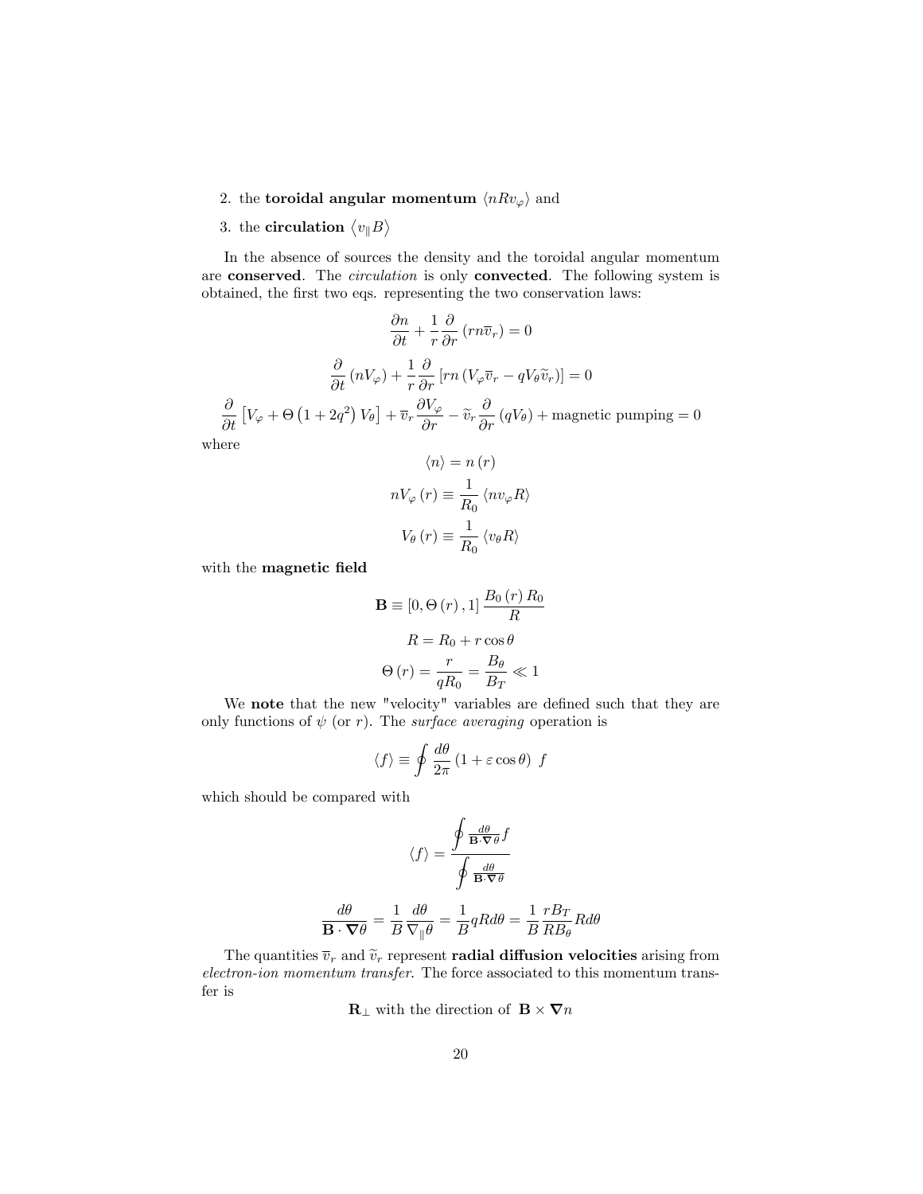2. the **toroidal angular momentum** $\langle nRv_\varphi \rangle$ and
3. the **circulation** $\langle v_\parallel B \rangle$

In the absence of sources the density and the toroidal angular momentum are **conserved**. The *circulation* is only **convected**. The following system is obtained, the first two eqs. representing the two conservation laws:

$$\frac{\partial n}{\partial t} + \frac{1}{r}\frac{\partial}{\partial r}\left(rn\overline{v}_r\right) = 0$$

$$\frac{\partial}{\partial t}\left(nV_\varphi\right) + \frac{1}{r}\frac{\partial}{\partial r}\left[rn\left(V_\varphi \overline{v}_r - qV_\theta \widetilde{v}_r\right)\right] = 0$$

$$\frac{\partial}{\partial t}\left[V_\varphi + \Theta\left(1+2q^2\right)V_\theta\right] + \overline{v}_r \frac{\partial V_\varphi}{\partial r} - \widetilde{v}_r \frac{\partial}{\partial r}\left(qV_\theta\right) + \text{magnetic pumping} = 0$$

where

$$\langle n \rangle = n\left(r\right)$$

$$nV_\varphi\left(r\right) \equiv \frac{1}{R_0}\langle nv_\varphi R\rangle$$

$$V_\theta\left(r\right) \equiv \frac{1}{R_0}\langle v_\theta R\rangle$$

with the **magnetic field**

$$\mathbf{B} \equiv \left[0, \Theta\left(r\right), 1\right]\frac{B_0\left(r\right)R_0}{R}$$

$$R = R_0 + r\cos\theta$$

$$\Theta\left(r\right) = \frac{r}{qR_0} = \frac{B_\theta}{B_T} \ll 1$$

We **note** that the new "velocity" variables are defined such that they are only functions of $\psi$ (or $r$). The *surface averaging* operation is

$$\langle f \rangle \equiv \oint \frac{d\theta}{2\pi}\left(1+\varepsilon\cos\theta\right)\ f$$

which should be compared with

$$\langle f \rangle = \frac{\oint \frac{d\theta}{\mathbf{B}\cdot\boldsymbol{\nabla}\theta} f}{\oint \frac{d\theta}{\mathbf{B}\cdot\boldsymbol{\nabla}\theta}}$$

$$\frac{d\theta}{\mathbf{B}\cdot\boldsymbol{\nabla}\theta} = \frac{1}{B}\frac{d\theta}{\nabla_\parallel \theta} = \frac{1}{B}qRd\theta = \frac{1}{B}\frac{rB_T}{RB_\theta}Rd\theta$$

The quantities $\overline{v}_r$ and $\widetilde{v}_r$ represent **radial diffusion velocities** arising from *electron-ion momentum transfer*. The force associated to this momentum transfer is

$$\mathbf{R}_\perp \text{ with the direction of } \mathbf{B}\times\boldsymbol{\nabla}n$$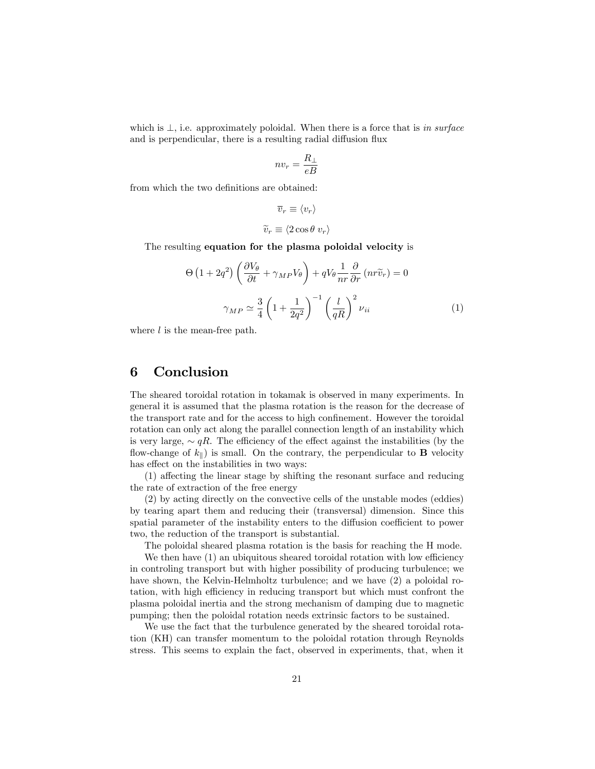which is $\perp$, i.e. approximately poloidal. When there is a force that is *in surface* and is perpendicular, there is a resulting radial diffusion flux

$$nv_r = \frac{R_\perp}{eB}$$

from which the two definitions are obtained:

$$\overline{v}_r \equiv \langle v_r \rangle$$

$$\widetilde{v}_r \equiv \langle 2\cos\theta \; v_r \rangle$$

The resulting **equation for the plasma poloidal velocity** is

$$\Theta\left(1+2q^2\right)\left(\frac{\partial V_\theta}{\partial t} + \gamma_{MP} V_\theta\right) + qV_\theta \frac{1}{nr}\frac{\partial}{\partial r}\left(nr\widetilde{v}_r\right) = 0$$

$$\gamma_{MP} \simeq \frac{3}{4}\left(1+\frac{1}{2q^2}\right)^{-1}\left(\frac{l}{qR}\right)^2 \nu_{ii} \tag{1}$$

where $l$ is the mean-free path.

## 6 Conclusion

The sheared toroidal rotation in tokamak is observed in many experiments. In general it is assumed that the plasma rotation is the reason for the decrease of the transport rate and for the access to high confinement. However the toroidal rotation can only act along the parallel connection length of an instability which is very large, $\sim qR$. The efficiency of the effect against the instabilities (by the flow-change of $k_\parallel$) is small. On the contrary, the perpendicular to $\mathbf{B}$ velocity has effect on the instabilities in two ways:

(1) affecting the linear stage by shifting the resonant surface and reducing the rate of extraction of the free energy

(2) by acting directly on the convective cells of the unstable modes (eddies) by tearing apart them and reducing their (transversal) dimension. Since this spatial parameter of the instability enters to the diffusion coefficient to power two, the reduction of the transport is substantial.

The poloidal sheared plasma rotation is the basis for reaching the H mode.

We then have (1) an ubiquitous sheared toroidal rotation with low efficiency in controling transport but with higher possibility of producing turbulence; we have shown, the Kelvin-Helmholtz turbulence; and we have (2) a poloidal rotation, with high efficiency in reducing transport but which must confront the plasma poloidal inertia and the strong mechanism of damping due to magnetic pumping; then the poloidal rotation needs extrinsic factors to be sustained.

We use the fact that the turbulence generated by the sheared toroidal rotation (KH) can transfer momentum to the poloidal rotation through Reynolds stress. This seems to explain the fact, observed in experiments, that, when it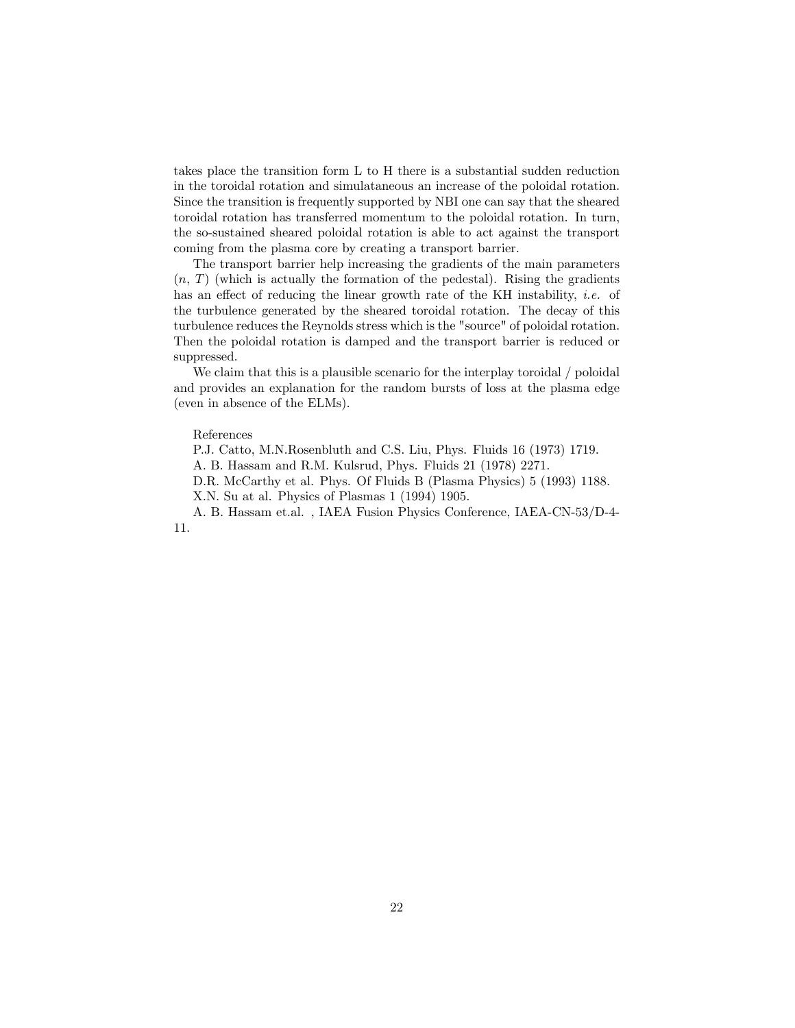takes place the transition form L to H there is a substantial sudden reduction in the toroidal rotation and simulataneous an increase of the poloidal rotation. Since the transition is frequently supported by NBI one can say that the sheared toroidal rotation has transferred momentum to the poloidal rotation. In turn, the so-sustained sheared poloidal rotation is able to act against the transport coming from the plasma core by creating a transport barrier.

The transport barrier help increasing the gradients of the main parameters ($n$, $T$) (which is actually the formation of the pedestal). Rising the gradients has an effect of reducing the linear growth rate of the KH instability, *i.e.* of the turbulence generated by the sheared toroidal rotation. The decay of this turbulence reduces the Reynolds stress which is the "source" of poloidal rotation. Then the poloidal rotation is damped and the transport barrier is reduced or suppressed.

We claim that this is a plausible scenario for the interplay toroidal / poloidal and provides an explanation for the random bursts of loss at the plasma edge (even in absence of the ELMs).

References

P.J. Catto, M.N.Rosenbluth and C.S. Liu, Phys. Fluids 16 (1973) 1719.

A. B. Hassam and R.M. Kulsrud, Phys. Fluids 21 (1978) 2271.

D.R. McCarthy et al. Phys. Of Fluids B (Plasma Physics) 5 (1993) 1188.

X.N. Su at al. Physics of Plasmas 1 (1994) 1905.

A. B. Hassam et.al. , IAEA Fusion Physics Conference, IAEA-CN-53/D-4-11.